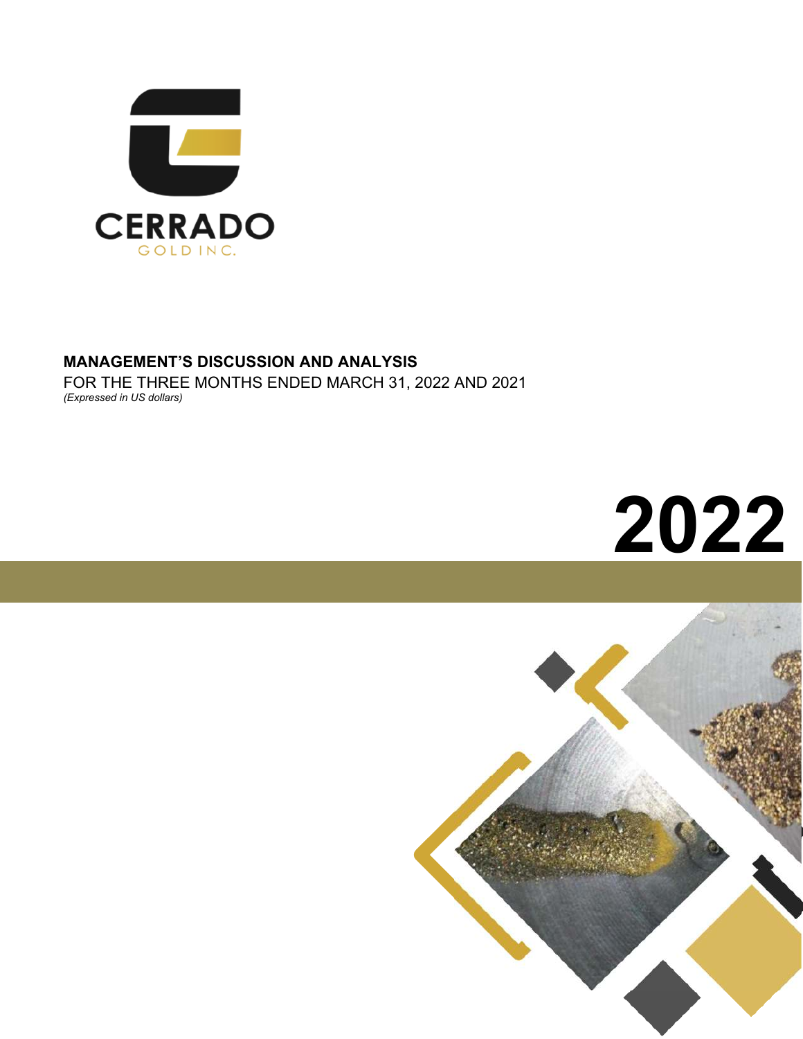CERRADO

GOLD INC.

**MANAGEMENT'S DISCUSSION AND ANALYSIS**

FOR THE THREE MONTHS ENDED MARCH 31, 2022 AND 2021

*(Expressed in US dollars)*

# 2022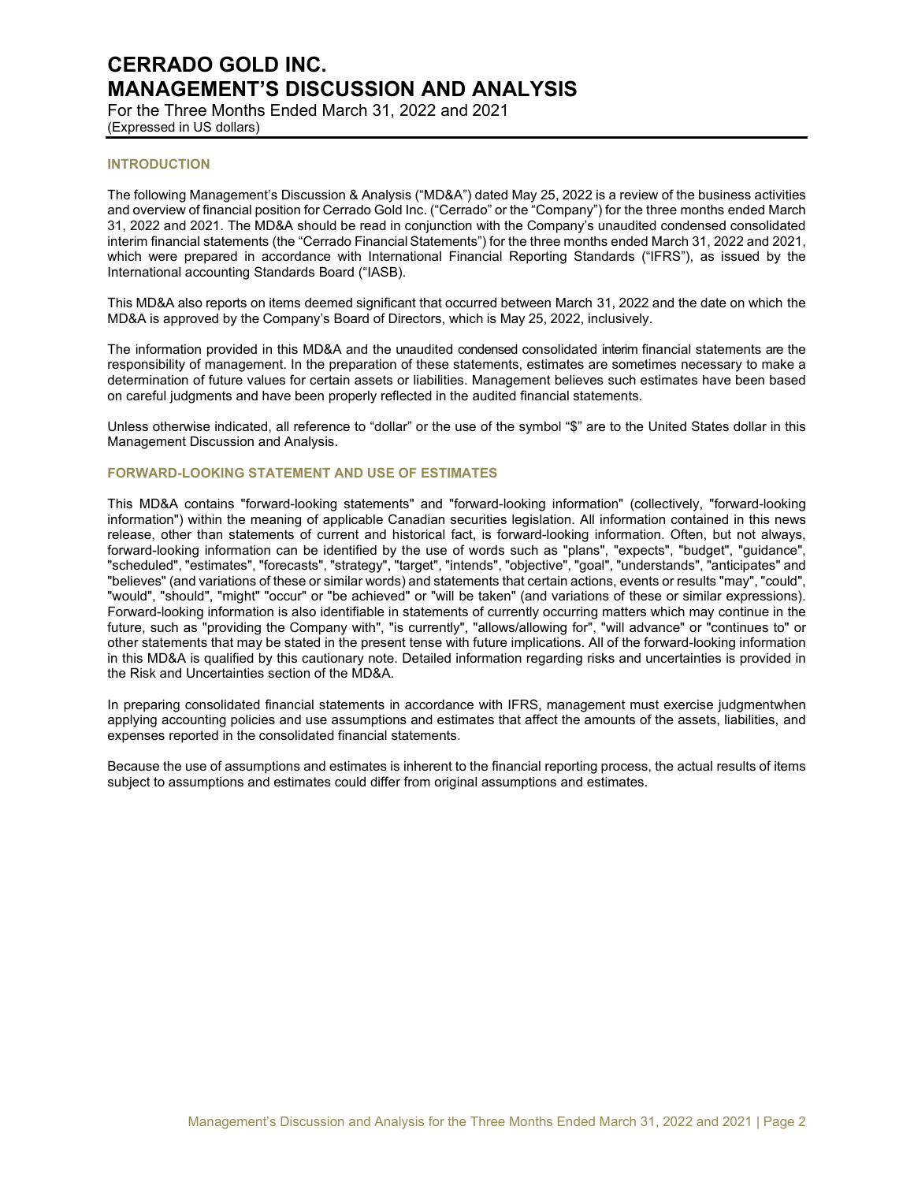# CERRADO GOLD INC.
# MANAGEMENT'S DISCUSSION AND ANALYSIS

For the Three Months Ended March 31, 2022 and 2021
(Expressed in US dollars)

## INTRODUCTION

The following Management's Discussion & Analysis ("MD&A") dated May 25, 2022 is a review of the business activities and overview of financial position for Cerrado Gold Inc. ("Cerrado" or the "Company") for the three months ended March 31, 2022 and 2021. The MD&A should be read in conjunction with the Company's unaudited condensed consolidated interim financial statements (the "Cerrado Financial Statements") for the three months ended March 31, 2022 and 2021, which were prepared in accordance with International Financial Reporting Standards ("IFRS"), as issued by the International accounting Standards Board ("IASB).

This MD&A also reports on items deemed significant that occurred between March 31, 2022 and the date on which the MD&A is approved by the Company's Board of Directors, which is May 25, 2022, inclusively.

The information provided in this MD&A and the unaudited condensed consolidated interim financial statements are the responsibility of management. In the preparation of these statements, estimates are sometimes necessary to make a determination of future values for certain assets or liabilities. Management believes such estimates have been based on careful judgments and have been properly reflected in the audited financial statements.

Unless otherwise indicated, all reference to "dollar" or the use of the symbol "$" are to the United States dollar in this Management Discussion and Analysis.

## FORWARD-LOOKING STATEMENT AND USE OF ESTIMATES

This MD&A contains "forward-looking statements" and "forward-looking information" (collectively, "forward-looking information") within the meaning of applicable Canadian securities legislation. All information contained in this news release, other than statements of current and historical fact, is forward-looking information. Often, but not always, forward-looking information can be identified by the use of words such as "plans", "expects", "budget", "guidance", "scheduled", "estimates", "forecasts", "strategy", "target", "intends", "objective", "goal", "understands", "anticipates" and "believes" (and variations of these or similar words) and statements that certain actions, events or results "may", "could", "would", "should", "might" "occur" or "be achieved" or "will be taken" (and variations of these or similar expressions). Forward-looking information is also identifiable in statements of currently occurring matters which may continue in the future, such as "providing the Company with", "is currently", "allows/allowing for", "will advance" or "continues to" or other statements that may be stated in the present tense with future implications. All of the forward-looking information in this MD&A is qualified by this cautionary note. Detailed information regarding risks and uncertainties is provided in the Risk and Uncertainties section of the MD&A.

In preparing consolidated financial statements in accordance with IFRS, management must exercise judgmentwhen applying accounting policies and use assumptions and estimates that affect the amounts of the assets, liabilities, and expenses reported in the consolidated financial statements.

Because the use of assumptions and estimates is inherent to the financial reporting process, the actual results of items subject to assumptions and estimates could differ from original assumptions and estimates.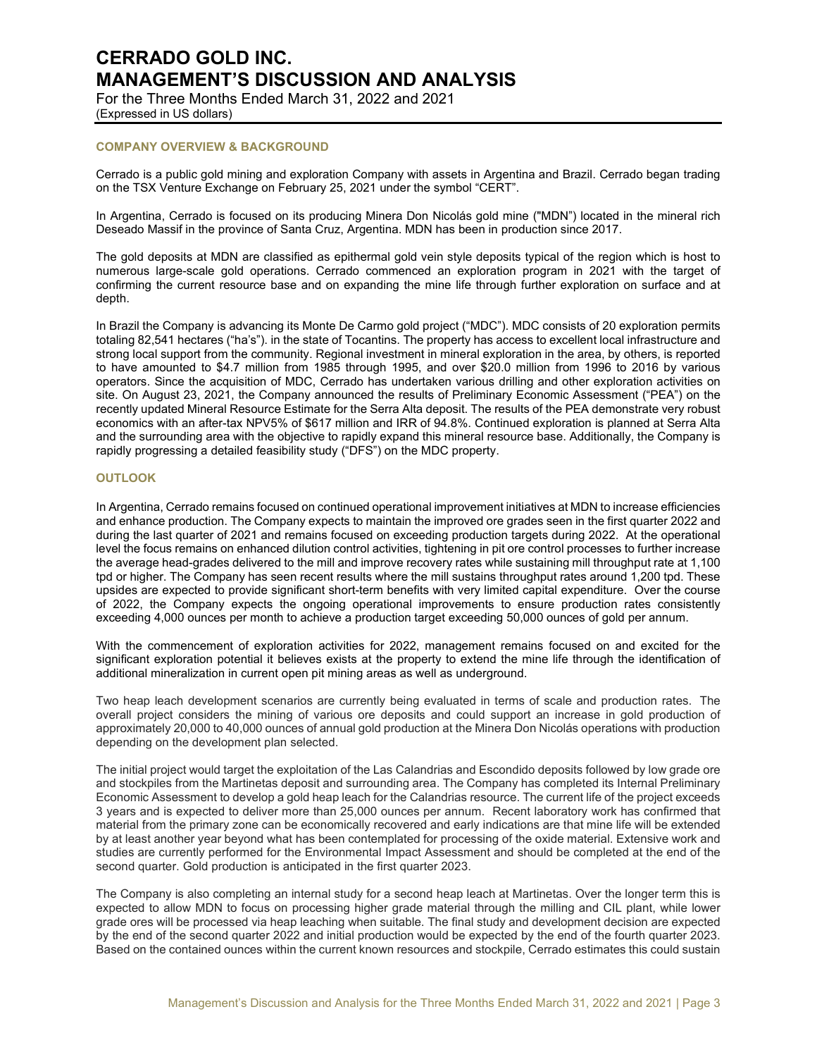## COMPANY OVERVIEW & BACKGROUND

Cerrado is a public gold mining and exploration Company with assets in Argentina and Brazil. Cerrado began trading on the TSX Venture Exchange on February 25, 2021 under the symbol "CERT".

In Argentina, Cerrado is focused on its producing Minera Don Nicolás gold mine ("MDN") located in the mineral rich Deseado Massif in the province of Santa Cruz, Argentina. MDN has been in production since 2017.

The gold deposits at MDN are classified as epithermal gold vein style deposits typical of the region which is host to numerous large-scale gold operations. Cerrado commenced an exploration program in 2021 with the target of confirming the current resource base and on expanding the mine life through further exploration on surface and at depth.

In Brazil the Company is advancing its Monte De Carmo gold project ("MDC"). MDC consists of 20 exploration permits totaling 82,541 hectares ("ha's"). in the state of Tocantins. The property has access to excellent local infrastructure and strong local support from the community. Regional investment in mineral exploration in the area, by others, is reported to have amounted to $4.7 million from 1985 through 1995, and over $20.0 million from 1996 to 2016 by various operators. Since the acquisition of MDC, Cerrado has undertaken various drilling and other exploration activities on site. On August 23, 2021, the Company announced the results of Preliminary Economic Assessment ("PEA") on the recently updated Mineral Resource Estimate for the Serra Alta deposit. The results of the PEA demonstrate very robust economics with an after-tax NPV5% of $617 million and IRR of 94.8%. Continued exploration is planned at Serra Alta and the surrounding area with the objective to rapidly expand this mineral resource base. Additionally, the Company is rapidly progressing a detailed feasibility study ("DFS") on the MDC property.

## OUTLOOK

In Argentina, Cerrado remains focused on continued operational improvement initiatives at MDN to increase efficiencies and enhance production. The Company expects to maintain the improved ore grades seen in the first quarter 2022 and during the last quarter of 2021 and remains focused on exceeding production targets during 2022. At the operational level the focus remains on enhanced dilution control activities, tightening in pit ore control processes to further increase the average head-grades delivered to the mill and improve recovery rates while sustaining mill throughput rate at 1,100 tpd or higher. The Company has seen recent results where the mill sustains throughput rates around 1,200 tpd. These upsides are expected to provide significant short-term benefits with very limited capital expenditure. Over the course of 2022, the Company expects the ongoing operational improvements to ensure production rates consistently exceeding 4,000 ounces per month to achieve a production target exceeding 50,000 ounces of gold per annum.

With the commencement of exploration activities for 2022, management remains focused on and excited for the significant exploration potential it believes exists at the property to extend the mine life through the identification of additional mineralization in current open pit mining areas as well as underground.

Two heap leach development scenarios are currently being evaluated in terms of scale and production rates. The overall project considers the mining of various ore deposits and could support an increase in gold production of approximately 20,000 to 40,000 ounces of annual gold production at the Minera Don Nicolás operations with production depending on the development plan selected.

The initial project would target the exploitation of the Las Calandrias and Escondido deposits followed by low grade ore and stockpiles from the Martinetas deposit and surrounding area. The Company has completed its Internal Preliminary Economic Assessment to develop a gold heap leach for the Calandrias resource. The current life of the project exceeds 3 years and is expected to deliver more than 25,000 ounces per annum. Recent laboratory work has confirmed that material from the primary zone can be economically recovered and early indications are that mine life will be extended by at least another year beyond what has been contemplated for processing of the oxide material. Extensive work and studies are currently performed for the Environmental Impact Assessment and should be completed at the end of the second quarter. Gold production is anticipated in the first quarter 2023.

The Company is also completing an internal study for a second heap leach at Martinetas. Over the longer term this is expected to allow MDN to focus on processing higher grade material through the milling and CIL plant, while lower grade ores will be processed via heap leaching when suitable. The final study and development decision are expected by the end of the second quarter 2022 and initial production would be expected by the end of the fourth quarter 2023. Based on the contained ounces within the current known resources and stockpile, Cerrado estimates this could sustain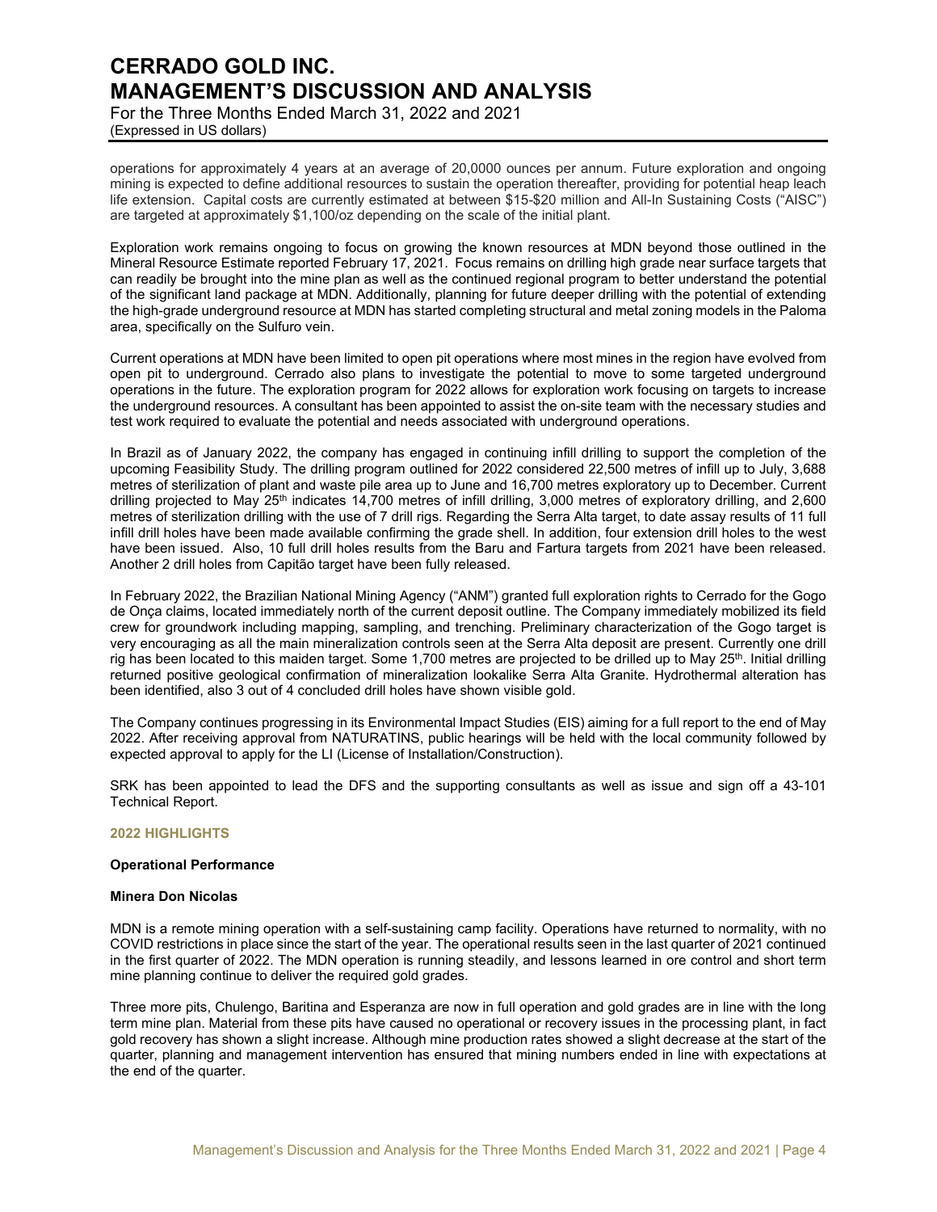operations for approximately 4 years at an average of 20,0000 ounces per annum. Future exploration and ongoing mining is expected to define additional resources to sustain the operation thereafter, providing for potential heap leach life extension. Capital costs are currently estimated at between $15-$20 million and All-In Sustaining Costs ("AISC") are targeted at approximately $1,100/oz depending on the scale of the initial plant.

Exploration work remains ongoing to focus on growing the known resources at MDN beyond those outlined in the Mineral Resource Estimate reported February 17, 2021. Focus remains on drilling high grade near surface targets that can readily be brought into the mine plan as well as the continued regional program to better understand the potential of the significant land package at MDN. Additionally, planning for future deeper drilling with the potential of extending the high-grade underground resource at MDN has started completing structural and metal zoning models in the Paloma area, specifically on the Sulfuro vein.

Current operations at MDN have been limited to open pit operations where most mines in the region have evolved from open pit to underground. Cerrado also plans to investigate the potential to move to some targeted underground operations in the future. The exploration program for 2022 allows for exploration work focusing on targets to increase the underground resources. A consultant has been appointed to assist the on-site team with the necessary studies and test work required to evaluate the potential and needs associated with underground operations.

In Brazil as of January 2022, the company has engaged in continuing infill drilling to support the completion of the upcoming Feasibility Study. The drilling program outlined for 2022 considered 22,500 metres of infill up to July, 3,688 metres of sterilization of plant and waste pile area up to June and 16,700 metres exploratory up to December. Current drilling projected to May 25th indicates 14,700 metres of infill drilling, 3,000 metres of exploratory drilling, and 2,600 metres of sterilization drilling with the use of 7 drill rigs. Regarding the Serra Alta target, to date assay results of 11 full infill drill holes have been made available confirming the grade shell. In addition, four extension drill holes to the west have been issued. Also, 10 full drill holes results from the Baru and Fartura targets from 2021 have been released. Another 2 drill holes from Capitão target have been fully released.

In February 2022, the Brazilian National Mining Agency ("ANM") granted full exploration rights to Cerrado for the Gogo de Onça claims, located immediately north of the current deposit outline. The Company immediately mobilized its field crew for groundwork including mapping, sampling, and trenching. Preliminary characterization of the Gogo target is very encouraging as all the main mineralization controls seen at the Serra Alta deposit are present. Currently one drill rig has been located to this maiden target. Some 1,700 metres are projected to be drilled up to May 25th. Initial drilling returned positive geological confirmation of mineralization lookalike Serra Alta Granite. Hydrothermal alteration has been identified, also 3 out of 4 concluded drill holes have shown visible gold.

The Company continues progressing in its Environmental Impact Studies (EIS) aiming for a full report to the end of May 2022. After receiving approval from NATURATINS, public hearings will be held with the local community followed by expected approval to apply for the LI (License of Installation/Construction).

SRK has been appointed to lead the DFS and the supporting consultants as well as issue and sign off a 43-101 Technical Report.

## 2022 HIGHLIGHTS

### Operational Performance

### Minera Don Nicolas

MDN is a remote mining operation with a self-sustaining camp facility. Operations have returned to normality, with no COVID restrictions in place since the start of the year. The operational results seen in the last quarter of 2021 continued in the first quarter of 2022. The MDN operation is running steadily, and lessons learned in ore control and short term mine planning continue to deliver the required gold grades.

Three more pits, Chulengo, Baritina and Esperanza are now in full operation and gold grades are in line with the long term mine plan. Material from these pits have caused no operational or recovery issues in the processing plant, in fact gold recovery has shown a slight increase. Although mine production rates showed a slight decrease at the start of the quarter, planning and management intervention has ensured that mining numbers ended in line with expectations at the end of the quarter.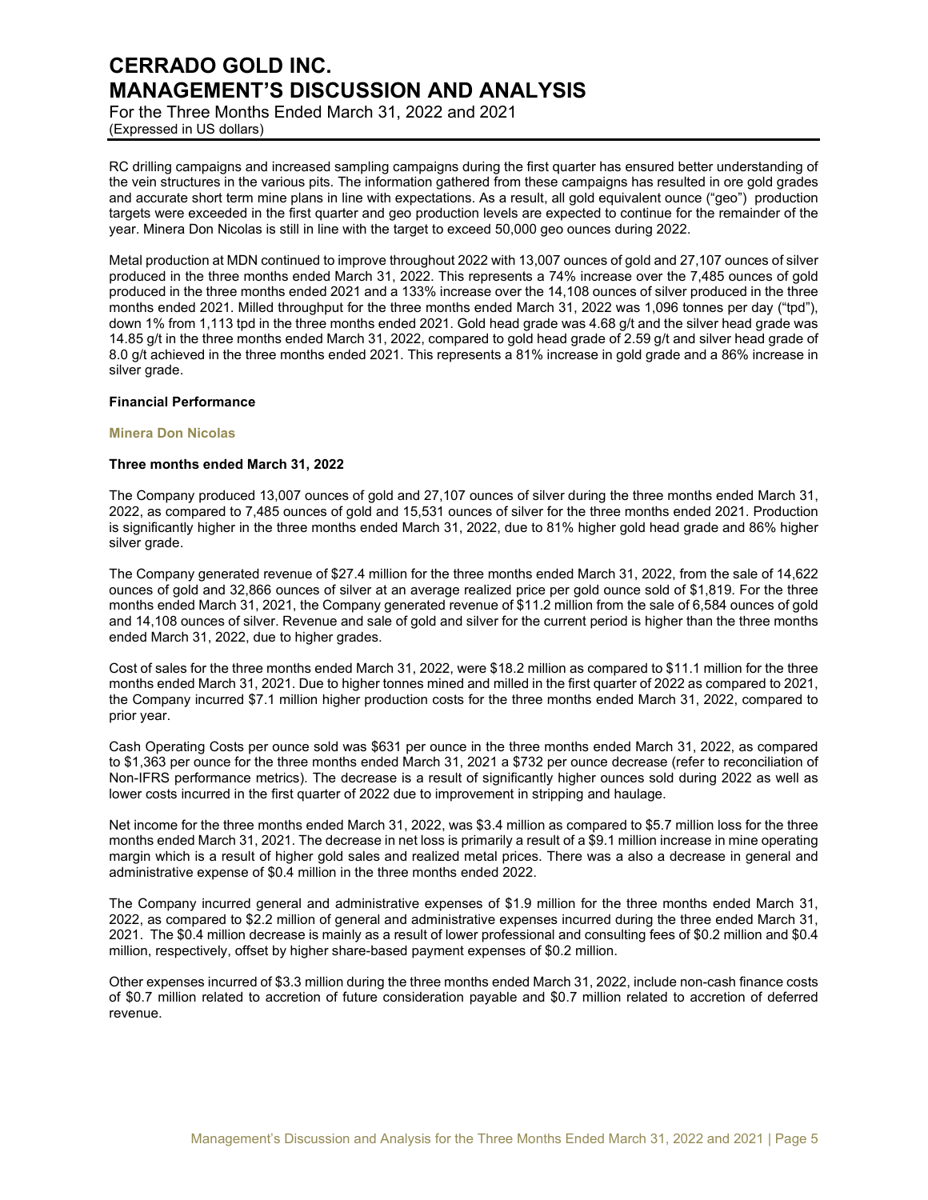RC drilling campaigns and increased sampling campaigns during the first quarter has ensured better understanding of the vein structures in the various pits. The information gathered from these campaigns has resulted in ore gold grades and accurate short term mine plans in line with expectations. As a result, all gold equivalent ounce ("geo") production targets were exceeded in the first quarter and geo production levels are expected to continue for the remainder of the year. Minera Don Nicolas is still in line with the target to exceed 50,000 geo ounces during 2022.

Metal production at MDN continued to improve throughout 2022 with 13,007 ounces of gold and 27,107 ounces of silver produced in the three months ended March 31, 2022. This represents a 74% increase over the 7,485 ounces of gold produced in the three months ended 2021 and a 133% increase over the 14,108 ounces of silver produced in the three months ended 2021. Milled throughput for the three months ended March 31, 2022 was 1,096 tonnes per day ("tpd"), down 1% from 1,113 tpd in the three months ended 2021. Gold head grade was 4.68 g/t and the silver head grade was 14.85 g/t in the three months ended March 31, 2022, compared to gold head grade of 2.59 g/t and silver head grade of 8.0 g/t achieved in the three months ended 2021. This represents a 81% increase in gold grade and a 86% increase in silver grade.

**Financial Performance**

**Minera Don Nicolas**

**Three months ended March 31, 2022**

The Company produced 13,007 ounces of gold and 27,107 ounces of silver during the three months ended March 31, 2022, as compared to 7,485 ounces of gold and 15,531 ounces of silver for the three months ended 2021. Production is significantly higher in the three months ended March 31, 2022, due to 81% higher gold head grade and 86% higher silver grade.

The Company generated revenue of $27.4 million for the three months ended March 31, 2022, from the sale of 14,622 ounces of gold and 32,866 ounces of silver at an average realized price per gold ounce sold of $1,819. For the three months ended March 31, 2021, the Company generated revenue of $11.2 million from the sale of 6,584 ounces of gold and 14,108 ounces of silver. Revenue and sale of gold and silver for the current period is higher than the three months ended March 31, 2022, due to higher grades.

Cost of sales for the three months ended March 31, 2022, were $18.2 million as compared to $11.1 million for the three months ended March 31, 2021. Due to higher tonnes mined and milled in the first quarter of 2022 as compared to 2021, the Company incurred $7.1 million higher production costs for the three months ended March 31, 2022, compared to prior year.

Cash Operating Costs per ounce sold was $631 per ounce in the three months ended March 31, 2022, as compared to $1,363 per ounce for the three months ended March 31, 2021 a $732 per ounce decrease (refer to reconciliation of Non-IFRS performance metrics). The decrease is a result of significantly higher ounces sold during 2022 as well as lower costs incurred in the first quarter of 2022 due to improvement in stripping and haulage.

Net income for the three months ended March 31, 2022, was $3.4 million as compared to $5.7 million loss for the three months ended March 31, 2021. The decrease in net loss is primarily a result of a $9.1 million increase in mine operating margin which is a result of higher gold sales and realized metal prices. There was a also a decrease in general and administrative expense of $0.4 million in the three months ended 2022.

The Company incurred general and administrative expenses of $1.9 million for the three months ended March 31, 2022, as compared to $2.2 million of general and administrative expenses incurred during the three ended March 31, 2021. The $0.4 million decrease is mainly as a result of lower professional and consulting fees of $0.2 million and $0.4 million, respectively, offset by higher share-based payment expenses of $0.2 million.

Other expenses incurred of $3.3 million during the three months ended March 31, 2022, include non-cash finance costs of $0.7 million related to accretion of future consideration payable and $0.7 million related to accretion of deferred revenue.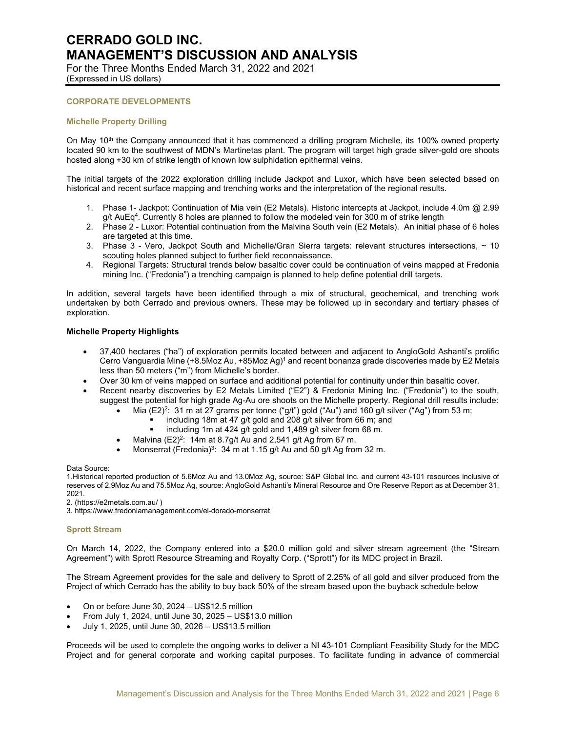## CORPORATE DEVELOPMENTS

### Michelle Property Drilling

On May 10th the Company announced that it has commenced a drilling program Michelle, its 100% owned property located 90 km to the southwest of MDN's Martinetas plant. The program will target high grade silver-gold ore shoots hosted along +30 km of strike length of known low sulphidation epithermal veins.

The initial targets of the 2022 exploration drilling include Jackpot and Luxor, which have been selected based on historical and recent surface mapping and trenching works and the interpretation of the regional results.

1. Phase 1- Jackpot: Continuation of Mia vein (E2 Metals). Historic intercepts at Jackpot, include 4.0m @ 2.99 g/t AuEq[4]. Currently 8 holes are planned to follow the modeled vein for 300 m of strike length
2. Phase 2 - Luxor: Potential continuation from the Malvina South vein (E2 Metals). An initial phase of 6 holes are targeted at this time.
3. Phase 3 - Vero, Jackpot South and Michelle/Gran Sierra targets: relevant structures intersections, ~ 10 scouting holes planned subject to further field reconnaissance.
4. Regional Targets: Structural trends below basaltic cover could be continuation of veins mapped at Fredonia mining Inc. ("Fredonia") a trenching campaign is planned to help define potential drill targets.

In addition, several targets have been identified through a mix of structural, geochemical, and trenching work undertaken by both Cerrado and previous owners. These may be followed up in secondary and tertiary phases of exploration.

### Michelle Property Highlights

- 37,400 hectares ("ha") of exploration permits located between and adjacent to AngloGold Ashanti's prolific Cerro Vanguardia Mine (+8.5Moz Au, +85Moz Ag)[1] and recent bonanza grade discoveries made by E2 Metals less than 50 meters ("m") from Michelle's border.
- Over 30 km of veins mapped on surface and additional potential for continuity under thin basaltic cover.
- Recent nearby discoveries by E2 Metals Limited ("E2") & Fredonia Mining Inc. ("Fredonia") to the south, suggest the potential for high grade Ag-Au ore shoots on the Michelle property. Regional drill results include:
  - Mia (E2)[2]: 31 m at 27 grams per tonne ("g/t") gold ("Au") and 160 g/t silver ("Ag") from 53 m;
    - including 18m at 47 g/t gold and 208 g/t silver from 66 m; and
    - including 1m at 424 g/t gold and 1,489 g/t silver from 68 m.
  - Malvina (E2)[2]: 14m at 8.7g/t Au and 2,541 g/t Ag from 67 m.
  - Monserrat (Fredonia)[3]: 34 m at 1.15 g/t Au and 50 g/t Ag from 32 m.

Data Source:
1.Historical reported production of 5.6Moz Au and 13.0Moz Ag, source: S&P Global Inc. and current 43-101 resources inclusive of reserves of 2.9Moz Au and 75.5Moz Ag, source: AngloGold Ashanti's Mineral Resource and Ore Reserve Report as at December 31, 2021.
2. (https://e2metals.com.au/ )
3. https://www.fredoniamanagement.com/el-dorado-monserrat

### Sprott Stream

On March 14, 2022, the Company entered into a $20.0 million gold and silver stream agreement (the "Stream Agreement") with Sprott Resource Streaming and Royalty Corp. ("Sprott") for its MDC project in Brazil.

The Stream Agreement provides for the sale and delivery to Sprott of 2.25% of all gold and silver produced from the Project of which Cerrado has the ability to buy back 50% of the stream based upon the buyback schedule below

- On or before June 30, 2024 – US$12.5 million
- From July 1, 2024, until June 30, 2025 – US$13.0 million
- July 1, 2025, until June 30, 2026 – US$13.5 million

Proceeds will be used to complete the ongoing works to deliver a NI 43-101 Compliant Feasibility Study for the MDC Project and for general corporate and working capital purposes. To facilitate funding in advance of commercial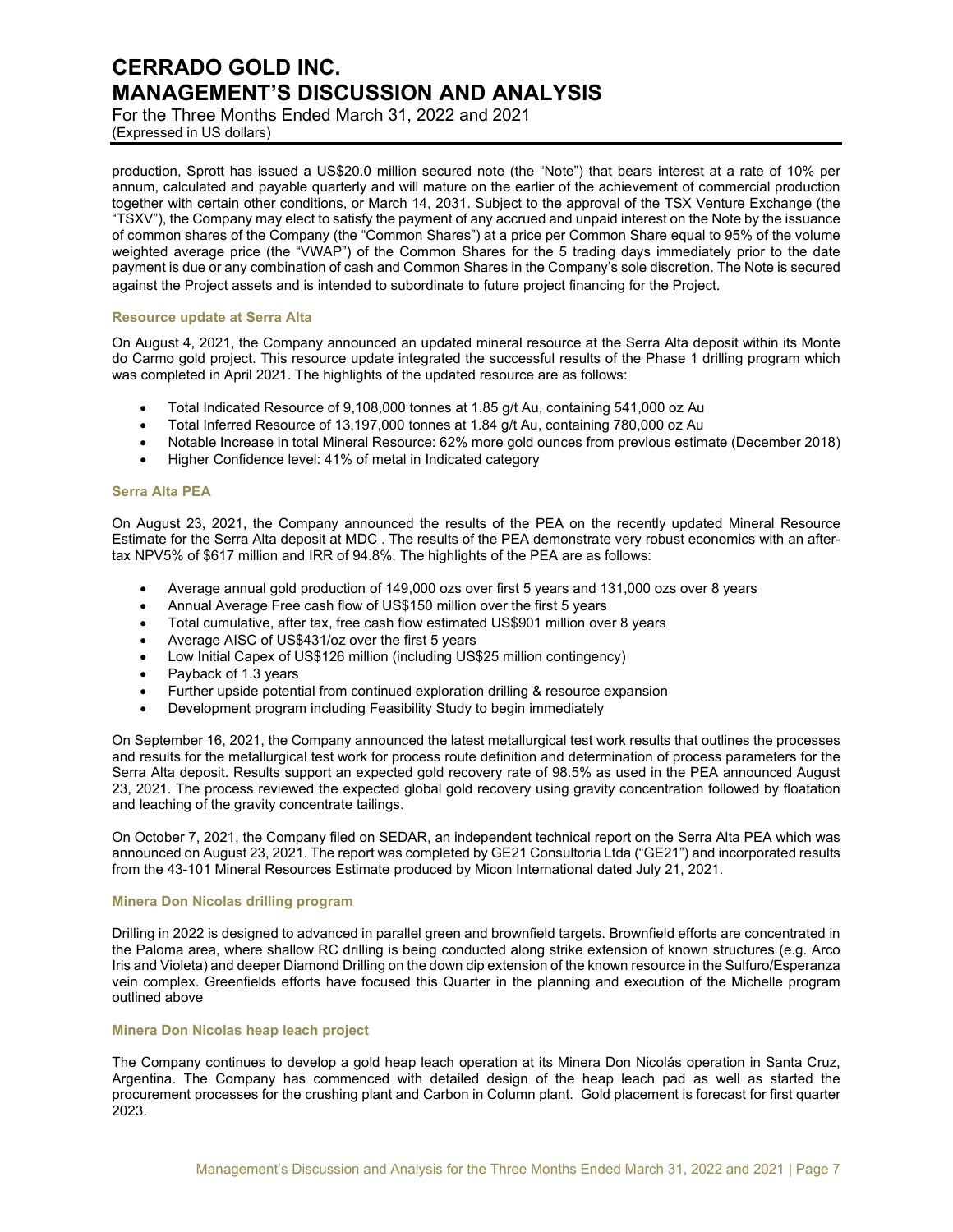production, Sprott has issued a US$20.0 million secured note (the "Note") that bears interest at a rate of 10% per annum, calculated and payable quarterly and will mature on the earlier of the achievement of commercial production together with certain other conditions, or March 14, 2031. Subject to the approval of the TSX Venture Exchange (the "TSXV"), the Company may elect to satisfy the payment of any accrued and unpaid interest on the Note by the issuance of common shares of the Company (the "Common Shares") at a price per Common Share equal to 95% of the volume weighted average price (the "VWAP") of the Common Shares for the 5 trading days immediately prior to the date payment is due or any combination of cash and Common Shares in the Company's sole discretion. The Note is secured against the Project assets and is intended to subordinate to future project financing for the Project.

#### Resource update at Serra Alta

On August 4, 2021, the Company announced an updated mineral resource at the Serra Alta deposit within its Monte do Carmo gold project. This resource update integrated the successful results of the Phase 1 drilling program which was completed in April 2021. The highlights of the updated resource are as follows:

- Total Indicated Resource of 9,108,000 tonnes at 1.85 g/t Au, containing 541,000 oz Au
- Total Inferred Resource of 13,197,000 tonnes at 1.84 g/t Au, containing 780,000 oz Au
- Notable Increase in total Mineral Resource: 62% more gold ounces from previous estimate (December 2018)
- Higher Confidence level: 41% of metal in Indicated category

#### Serra Alta PEA

On August 23, 2021, the Company announced the results of the PEA on the recently updated Mineral Resource Estimate for the Serra Alta deposit at MDC . The results of the PEA demonstrate very robust economics with an after-tax NPV5% of $617 million and IRR of 94.8%. The highlights of the PEA are as follows:

- Average annual gold production of 149,000 ozs over first 5 years and 131,000 ozs over 8 years
- Annual Average Free cash flow of US$150 million over the first 5 years
- Total cumulative, after tax, free cash flow estimated US$901 million over 8 years
- Average AISC of US$431/oz over the first 5 years
- Low Initial Capex of US$126 million (including US$25 million contingency)
- Payback of 1.3 years
- Further upside potential from continued exploration drilling & resource expansion
- Development program including Feasibility Study to begin immediately

On September 16, 2021, the Company announced the latest metallurgical test work results that outlines the processes and results for the metallurgical test work for process route definition and determination of process parameters for the Serra Alta deposit. Results support an expected gold recovery rate of 98.5% as used in the PEA announced August 23, 2021. The process reviewed the expected global gold recovery using gravity concentration followed by floatation and leaching of the gravity concentrate tailings.

On October 7, 2021, the Company filed on SEDAR, an independent technical report on the Serra Alta PEA which was announced on August 23, 2021. The report was completed by GE21 Consultoria Ltda ("GE21") and incorporated results from the 43-101 Mineral Resources Estimate produced by Micon International dated July 21, 2021.

#### Minera Don Nicolas drilling program

Drilling in 2022 is designed to advanced in parallel green and brownfield targets. Brownfield efforts are concentrated in the Paloma area, where shallow RC drilling is being conducted along strike extension of known structures (e.g. Arco Iris and Violeta) and deeper Diamond Drilling on the down dip extension of the known resource in the Sulfuro/Esperanza vein complex. Greenfields efforts have focused this Quarter in the planning and execution of the Michelle program outlined above

#### Minera Don Nicolas heap leach project

The Company continues to develop a gold heap leach operation at its Minera Don Nicolás operation in Santa Cruz, Argentina. The Company has commenced with detailed design of the heap leach pad as well as started the procurement processes for the crushing plant and Carbon in Column plant. Gold placement is forecast for first quarter 2023.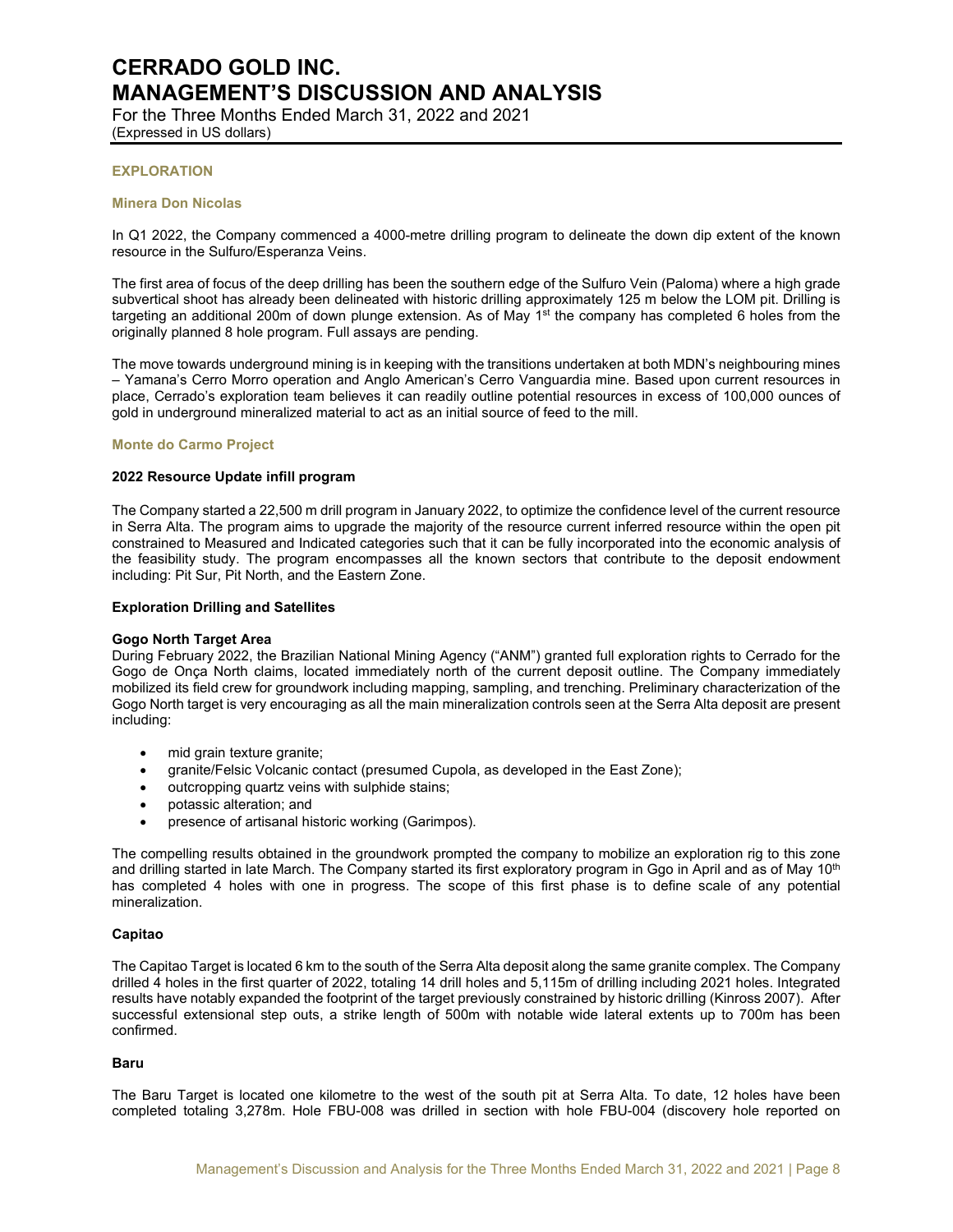## EXPLORATION

### Minera Don Nicolas

In Q1 2022, the Company commenced a 4000-metre drilling program to delineate the down dip extent of the known resource in the Sulfuro/Esperanza Veins.

The first area of focus of the deep drilling has been the southern edge of the Sulfuro Vein (Paloma) where a high grade subvertical shoot has already been delineated with historic drilling approximately 125 m below the LOM pit. Drilling is targeting an additional 200m of down plunge extension. As of May 1st the company has completed 6 holes from the originally planned 8 hole program. Full assays are pending.

The move towards underground mining is in keeping with the transitions undertaken at both MDN's neighbouring mines – Yamana's Cerro Morro operation and Anglo American's Cerro Vanguardia mine. Based upon current resources in place, Cerrado's exploration team believes it can readily outline potential resources in excess of 100,000 ounces of gold in underground mineralized material to act as an initial source of feed to the mill.

### Monte do Carmo Project

**2022 Resource Update infill program**

The Company started a 22,500 m drill program in January 2022, to optimize the confidence level of the current resource in Serra Alta. The program aims to upgrade the majority of the resource current inferred resource within the open pit constrained to Measured and Indicated categories such that it can be fully incorporated into the economic analysis of the feasibility study. The program encompasses all the known sectors that contribute to the deposit endowment including: Pit Sur, Pit North, and the Eastern Zone.

**Exploration Drilling and Satellites**

**Gogo North Target Area**

During February 2022, the Brazilian National Mining Agency ("ANM") granted full exploration rights to Cerrado for the Gogo de Onça North claims, located immediately north of the current deposit outline. The Company immediately mobilized its field crew for groundwork including mapping, sampling, and trenching. Preliminary characterization of the Gogo North target is very encouraging as all the main mineralization controls seen at the Serra Alta deposit are present including:

- mid grain texture granite;
- granite/Felsic Volcanic contact (presumed Cupola, as developed in the East Zone);
- outcropping quartz veins with sulphide stains;
- potassic alteration; and
- presence of artisanal historic working (Garimpos).

The compelling results obtained in the groundwork prompted the company to mobilize an exploration rig to this zone and drilling started in late March. The Company started its first exploratory program in Ggo in April and as of May 10th has completed 4 holes with one in progress. The scope of this first phase is to define scale of any potential mineralization.

**Capitao**

The Capitao Target is located 6 km to the south of the Serra Alta deposit along the same granite complex. The Company drilled 4 holes in the first quarter of 2022, totaling 14 drill holes and 5,115m of drilling including 2021 holes. Integrated results have notably expanded the footprint of the target previously constrained by historic drilling (Kinross 2007). After successful extensional step outs, a strike length of 500m with notable wide lateral extents up to 700m has been confirmed.

**Baru**

The Baru Target is located one kilometre to the west of the south pit at Serra Alta. To date, 12 holes have been completed totaling 3,278m. Hole FBU-008 was drilled in section with hole FBU-004 (discovery hole reported on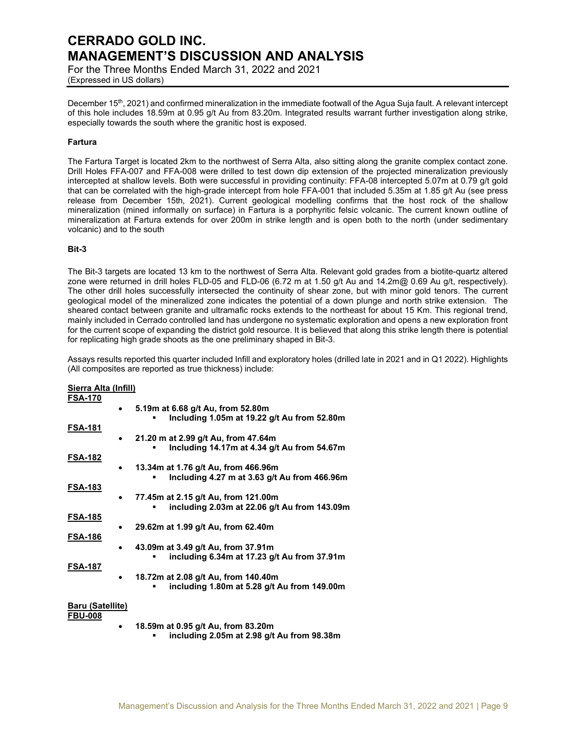December 15th, 2021) and confirmed mineralization in the immediate footwall of the Agua Suja fault. A relevant intercept of this hole includes 18.59m at 0.95 g/t Au from 83.20m. Integrated results warrant further investigation along strike, especially towards the south where the granitic host is exposed.

**Fartura**

The Fartura Target is located 2km to the northwest of Serra Alta, also sitting along the granite complex contact zone. Drill Holes FFA-007 and FFA-008 were drilled to test down dip extension of the projected mineralization previously intercepted at shallow levels. Both were successful in providing continuity: FFA-08 intercepted 5.07m at 0.79 g/t gold that can be correlated with the high-grade intercept from hole FFA-001 that included 5.35m at 1.85 g/t Au (see press release from December 15th, 2021). Current geological modelling confirms that the host rock of the shallow mineralization (mined informally on surface) in Fartura is a porphyritic felsic volcanic. The current known outline of mineralization at Fartura extends for over 200m in strike length and is open both to the north (under sedimentary volcanic) and to the south

**Bit-3**

The Bit-3 targets are located 13 km to the northwest of Serra Alta. Relevant gold grades from a biotite-quartz altered zone were returned in drill holes FLD-05 and FLD-06 (6.72 m at 1.50 g/t Au and 14.2m@ 0.69 Au g/t, respectively). The other drill holes successfully intersected the continuity of shear zone, but with minor gold tenors. The current geological model of the mineralized zone indicates the potential of a down plunge and north strike extension. The sheared contact between granite and ultramafic rocks extends to the northeast for about 15 Km. This regional trend, mainly included in Cerrado controlled land has undergone no systematic exploration and opens a new exploration front for the current scope of expanding the district gold resource. It is believed that along this strike length there is potential for replicating high grade shoots as the one preliminary shaped in Bit-3.

Assays results reported this quarter included Infill and exploratory holes (drilled late in 2021 and in Q1 2022). Highlights (All composites are reported as true thickness) include:

**Sierra Alta (Infill)**

**FSA-170**

- **5.19m at 6.68 g/t Au, from 52.80m**
  - **Including 1.05m at 19.22 g/t Au from 52.80m**

**FSA-181**

- **21.20 m at 2.99 g/t Au, from 47.64m**
  - **Including 14.17m at 4.34 g/t Au from 54.67m**

**FSA-182**

- **13.34m at 1.76 g/t Au, from 466.96m**
  - **Including 4.27 m at 3.63 g/t Au from 466.96m**

**FSA-183**

- **77.45m at 2.15 g/t Au, from 121.00m**
  - **including 2.03m at 22.06 g/t Au from 143.09m**

**FSA-185**

- **29.62m at 1.99 g/t Au, from 62.40m**

**FSA-186**

- **43.09m at 3.49 g/t Au, from 37.91m**
  - **including 6.34m at 17.23 g/t Au from 37.91m**

**FSA-187**

- **18.72m at 2.08 g/t Au, from 140.40m**
  - **including 1.80m at 5.28 g/t Au from 149.00m**

**Baru (Satellite)**

**FBU-008**

- **18.59m at 0.95 g/t Au, from 83.20m**
  - **including 2.05m at 2.98 g/t Au from 98.38m**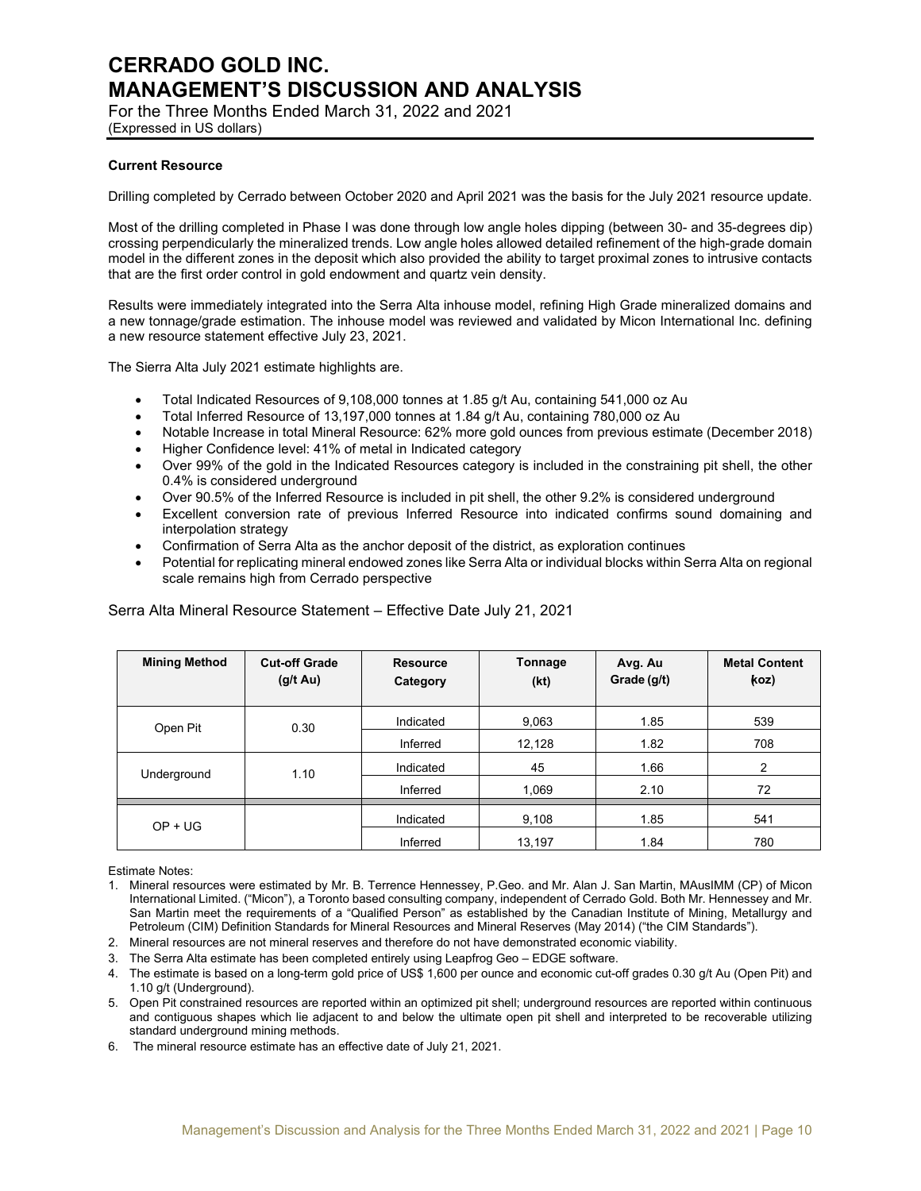### Current Resource

Drilling completed by Cerrado between October 2020 and April 2021 was the basis for the July 2021 resource update.

Most of the drilling completed in Phase I was done through low angle holes dipping (between 30- and 35-degrees dip) crossing perpendicularly the mineralized trends. Low angle holes allowed detailed refinement of the high-grade domain model in the different zones in the deposit which also provided the ability to target proximal zones to intrusive contacts that are the first order control in gold endowment and quartz vein density.

Results were immediately integrated into the Serra Alta inhouse model, refining High Grade mineralized domains and a new tonnage/grade estimation. The inhouse model was reviewed and validated by Micon International Inc. defining a new resource statement effective July 23, 2021.

The Sierra Alta July 2021 estimate highlights are.

- Total Indicated Resources of 9,108,000 tonnes at 1.85 g/t Au, containing 541,000 oz Au
- Total Inferred Resource of 13,197,000 tonnes at 1.84 g/t Au, containing 780,000 oz Au
- Notable Increase in total Mineral Resource: 62% more gold ounces from previous estimate (December 2018)
- Higher Confidence level: 41% of metal in Indicated category
- Over 99% of the gold in the Indicated Resources category is included in the constraining pit shell, the other 0.4% is considered underground
- Over 90.5% of the Inferred Resource is included in pit shell, the other 9.2% is considered underground
- Excellent conversion rate of previous Inferred Resource into indicated confirms sound domaining and interpolation strategy
- Confirmation of Serra Alta as the anchor deposit of the district, as exploration continues
- Potential for replicating mineral endowed zones like Serra Alta or individual blocks within Serra Alta on regional scale remains high from Cerrado perspective

Serra Alta Mineral Resource Statement – Effective Date July 21, 2021

| Mining Method | Cut-off Grade (g/t Au) | Resource Category | Tonnage (kt) | Avg. Au Grade (g/t) | Metal Content (koz) |
|---|---|---|---|---|---|
| Open Pit | 0.30 | Indicated | 9,063 | 1.85 | 539 |
| | | Inferred | 12,128 | 1.82 | 708 |
| Underground | 1.10 | Indicated | 45 | 1.66 | 2 |
| | | Inferred | 1,069 | 2.10 | 72 |
| OP + UG | | Indicated | 9,108 | 1.85 | 541 |
| | | Inferred | 13,197 | 1.84 | 780 |

Estimate Notes:

1. Mineral resources were estimated by Mr. B. Terrence Hennessey, P.Geo. and Mr. Alan J. San Martin, MAusIMM (CP) of Micon International Limited. ("Micon"), a Toronto based consulting company, independent of Cerrado Gold. Both Mr. Hennessey and Mr. San Martin meet the requirements of a "Qualified Person" as established by the Canadian Institute of Mining, Metallurgy and Petroleum (CIM) Definition Standards for Mineral Resources and Mineral Reserves (May 2014) ("the CIM Standards").
2. Mineral resources are not mineral reserves and therefore do not have demonstrated economic viability.
3. The Serra Alta estimate has been completed entirely using Leapfrog Geo – EDGE software.
4. The estimate is based on a long-term gold price of US$ 1,600 per ounce and economic cut-off grades 0.30 g/t Au (Open Pit) and 1.10 g/t (Underground).
5. Open Pit constrained resources are reported within an optimized pit shell; underground resources are reported within continuous and contiguous shapes which lie adjacent to and below the ultimate open pit shell and interpreted to be recoverable utilizing standard underground mining methods.
6. The mineral resource estimate has an effective date of July 21, 2021.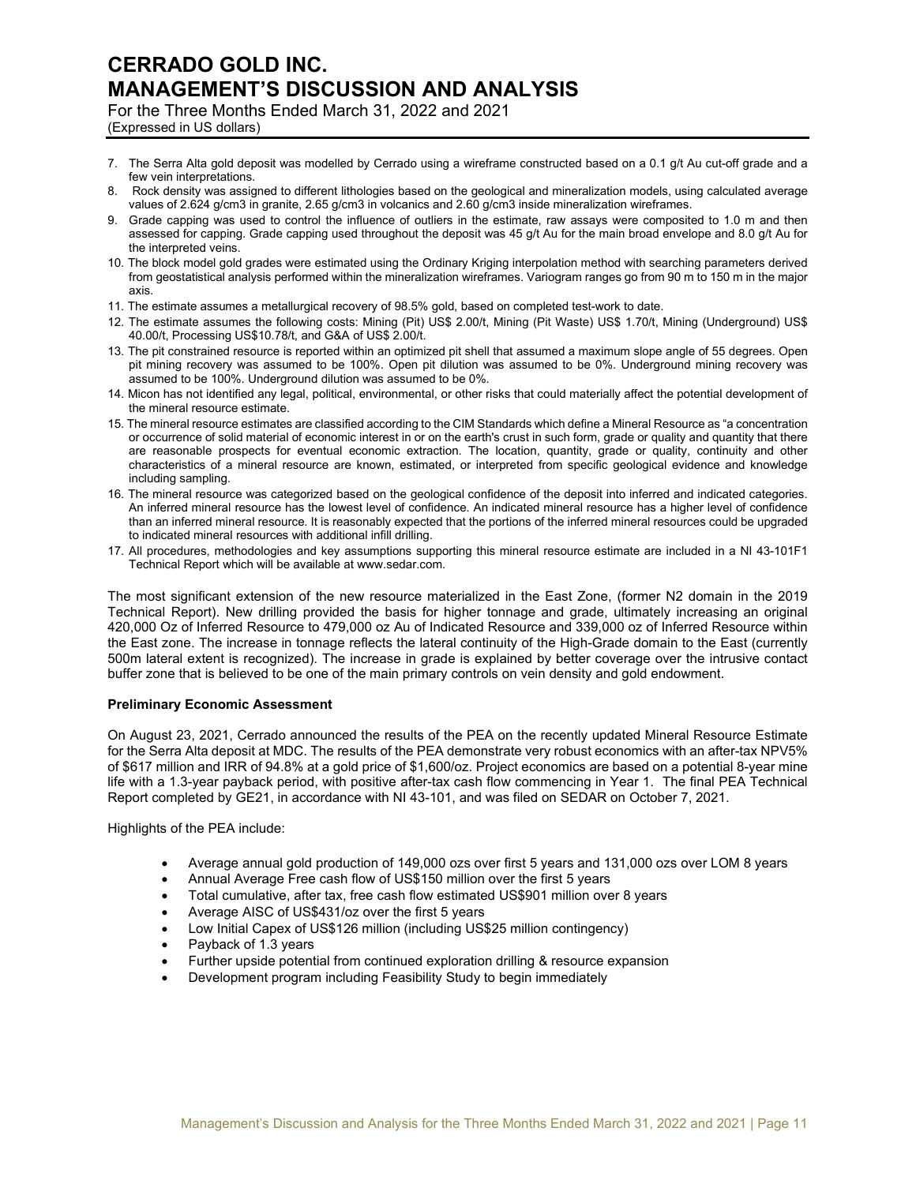7. The Serra Alta gold deposit was modelled by Cerrado using a wireframe constructed based on a 0.1 g/t Au cut-off grade and a few vein interpretations.
8. Rock density was assigned to different lithologies based on the geological and mineralization models, using calculated average values of 2.624 g/cm3 in granite, 2.65 g/cm3 in volcanics and 2.60 g/cm3 inside mineralization wireframes.
9. Grade capping was used to control the influence of outliers in the estimate, raw assays were composited to 1.0 m and then assessed for capping. Grade capping used throughout the deposit was 45 g/t Au for the main broad envelope and 8.0 g/t Au for the interpreted veins.
10. The block model gold grades were estimated using the Ordinary Kriging interpolation method with searching parameters derived from geostatistical analysis performed within the mineralization wireframes. Variogram ranges go from 90 m to 150 m in the major axis.
11. The estimate assumes a metallurgical recovery of 98.5% gold, based on completed test-work to date.
12. The estimate assumes the following costs: Mining (Pit) US$ 2.00/t, Mining (Pit Waste) US$ 1.70/t, Mining (Underground) US$ 40.00/t, Processing US$10.78/t, and G&A of US$ 2.00/t.
13. The pit constrained resource is reported within an optimized pit shell that assumed a maximum slope angle of 55 degrees. Open pit mining recovery was assumed to be 100%. Open pit dilution was assumed to be 0%. Underground mining recovery was assumed to be 100%. Underground dilution was assumed to be 0%.
14. Micon has not identified any legal, political, environmental, or other risks that could materially affect the potential development of the mineral resource estimate.
15. The mineral resource estimates are classified according to the CIM Standards which define a Mineral Resource as "a concentration or occurrence of solid material of economic interest in or on the earth's crust in such form, grade or quality and quantity that there are reasonable prospects for eventual economic extraction. The location, quantity, grade or quality, continuity and other characteristics of a mineral resource are known, estimated, or interpreted from specific geological evidence and knowledge including sampling.
16. The mineral resource was categorized based on the geological confidence of the deposit into inferred and indicated categories. An inferred mineral resource has the lowest level of confidence. An indicated mineral resource has a higher level of confidence than an inferred mineral resource. It is reasonably expected that the portions of the inferred mineral resources could be upgraded to indicated mineral resources with additional infill drilling.
17. All procedures, methodologies and key assumptions supporting this mineral resource estimate are included in a NI 43-101F1 Technical Report which will be available at www.sedar.com.

The most significant extension of the new resource materialized in the East Zone, (former N2 domain in the 2019 Technical Report). New drilling provided the basis for higher tonnage and grade, ultimately increasing an original 420,000 Oz of Inferred Resource to 479,000 oz Au of Indicated Resource and 339,000 oz of Inferred Resource within the East zone. The increase in tonnage reflects the lateral continuity of the High-Grade domain to the East (currently 500m lateral extent is recognized). The increase in grade is explained by better coverage over the intrusive contact buffer zone that is believed to be one of the main primary controls on vein density and gold endowment.

**Preliminary Economic Assessment**

On August 23, 2021, Cerrado announced the results of the PEA on the recently updated Mineral Resource Estimate for the Serra Alta deposit at MDC. The results of the PEA demonstrate very robust economics with an after-tax NPV5% of $617 million and IRR of 94.8% at a gold price of $1,600/oz. Project economics are based on a potential 8-year mine life with a 1.3-year payback period, with positive after-tax cash flow commencing in Year 1. The final PEA Technical Report completed by GE21, in accordance with NI 43-101, and was filed on SEDAR on October 7, 2021.

Highlights of the PEA include:

- Average annual gold production of 149,000 ozs over first 5 years and 131,000 ozs over LOM 8 years
- Annual Average Free cash flow of US$150 million over the first 5 years
- Total cumulative, after tax, free cash flow estimated US$901 million over 8 years
- Average AISC of US$431/oz over the first 5 years
- Low Initial Capex of US$126 million (including US$25 million contingency)
- Payback of 1.3 years
- Further upside potential from continued exploration drilling & resource expansion
- Development program including Feasibility Study to begin immediately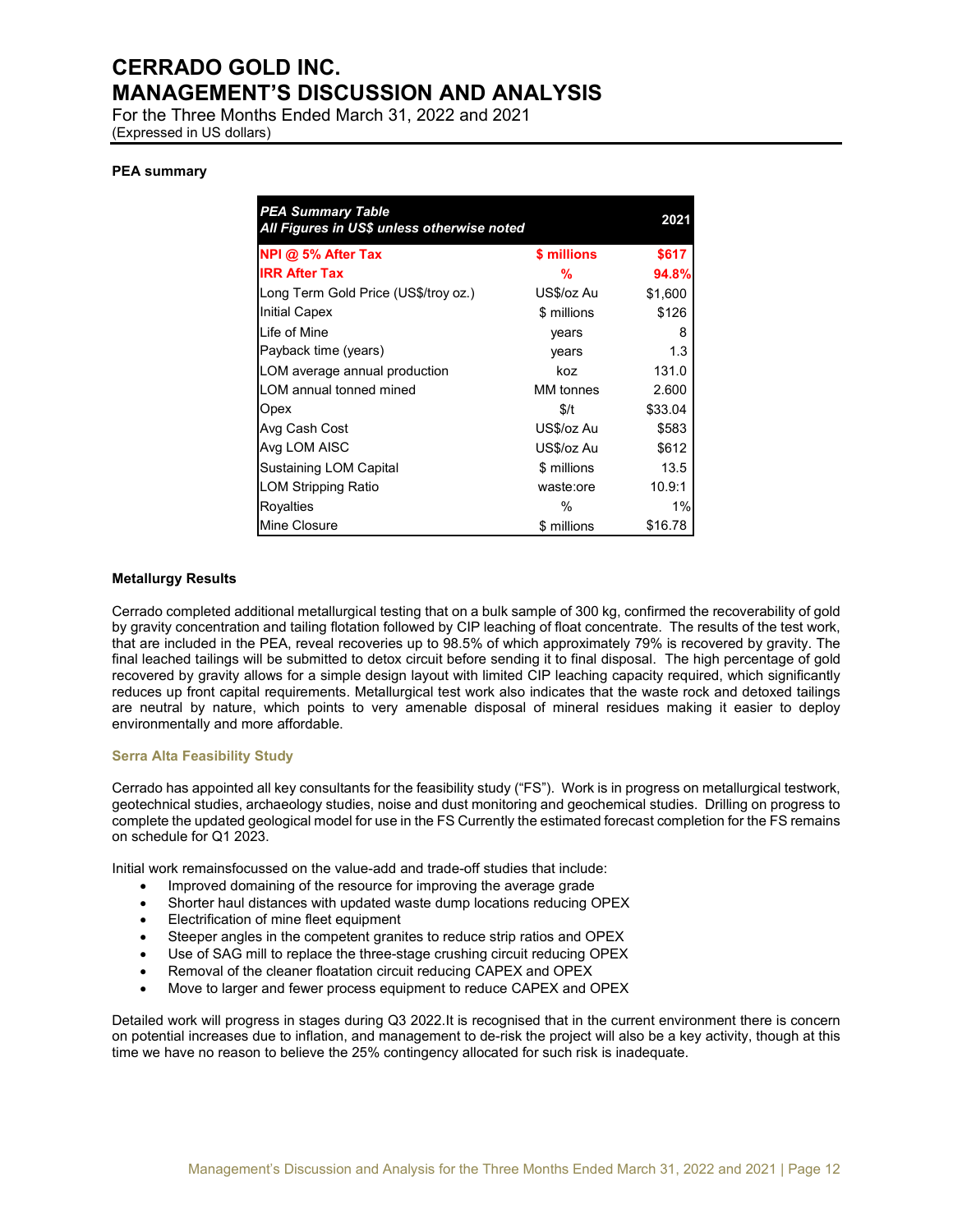#### PEA summary

| *PEA Summary Table*<br>*All Figures in US$ unless otherwise noted* | | 2021 |
|---|---|---|
| **NPI @ 5% After Tax** | **$ millions** | **$617** |
| **IRR After Tax** | **%** | **94.8%** |
| Long Term Gold Price (US$/troy oz.) | US$/oz Au | $1,600 |
| Initial Capex | $ millions | $126 |
| Life of Mine | years | 8 |
| Payback time (years) | years | 1.3 |
| LOM average annual production | koz | 131.0 |
| LOM annual tonned mined | MM tonnes | 2.600 |
| Opex | $/t | $33.04 |
| Avg Cash Cost | US$/oz Au | $583 |
| Avg LOM AISC | US$/oz Au | $612 |
| Sustaining LOM Capital | $ millions | 13.5 |
| LOM Stripping Ratio | waste:ore | 10.9:1 |
| Royalties | % | 1% |
| Mine Closure | $ millions | $16.78 |

#### Metallurgy Results

Cerrado completed additional metallurgical testing that on a bulk sample of 300 kg, confirmed the recoverability of gold by gravity concentration and tailing flotation followed by CIP leaching of float concentrate. The results of the test work, that are included in the PEA, reveal recoveries up to 98.5% of which approximately 79% is recovered by gravity. The final leached tailings will be submitted to detox circuit before sending it to final disposal. The high percentage of gold recovered by gravity allows for a simple design layout with limited CIP leaching capacity required, which significantly reduces up front capital requirements. Metallurgical test work also indicates that the waste rock and detoxed tailings are neutral by nature, which points to very amenable disposal of mineral residues making it easier to deploy environmentally and more affordable.

#### Serra Alta Feasibility Study

Cerrado has appointed all key consultants for the feasibility study ("FS"). Work is in progress on metallurgical testwork, geotechnical studies, archaeology studies, noise and dust monitoring and geochemical studies. Drilling on progress to complete the updated geological model for use in the FS Currently the estimated forecast completion for the FS remains on schedule for Q1 2023.

Initial work remainsfocussed on the value-add and trade-off studies that include:

- Improved domaining of the resource for improving the average grade
- Shorter haul distances with updated waste dump locations reducing OPEX
- Electrification of mine fleet equipment
- Steeper angles in the competent granites to reduce strip ratios and OPEX
- Use of SAG mill to replace the three-stage crushing circuit reducing OPEX
- Removal of the cleaner floatation circuit reducing CAPEX and OPEX
- Move to larger and fewer process equipment to reduce CAPEX and OPEX

Detailed work will progress in stages during Q3 2022.It is recognised that in the current environment there is concern on potential increases due to inflation, and management to de-risk the project will also be a key activity, though at this time we have no reason to believe the 25% contingency allocated for such risk is inadequate.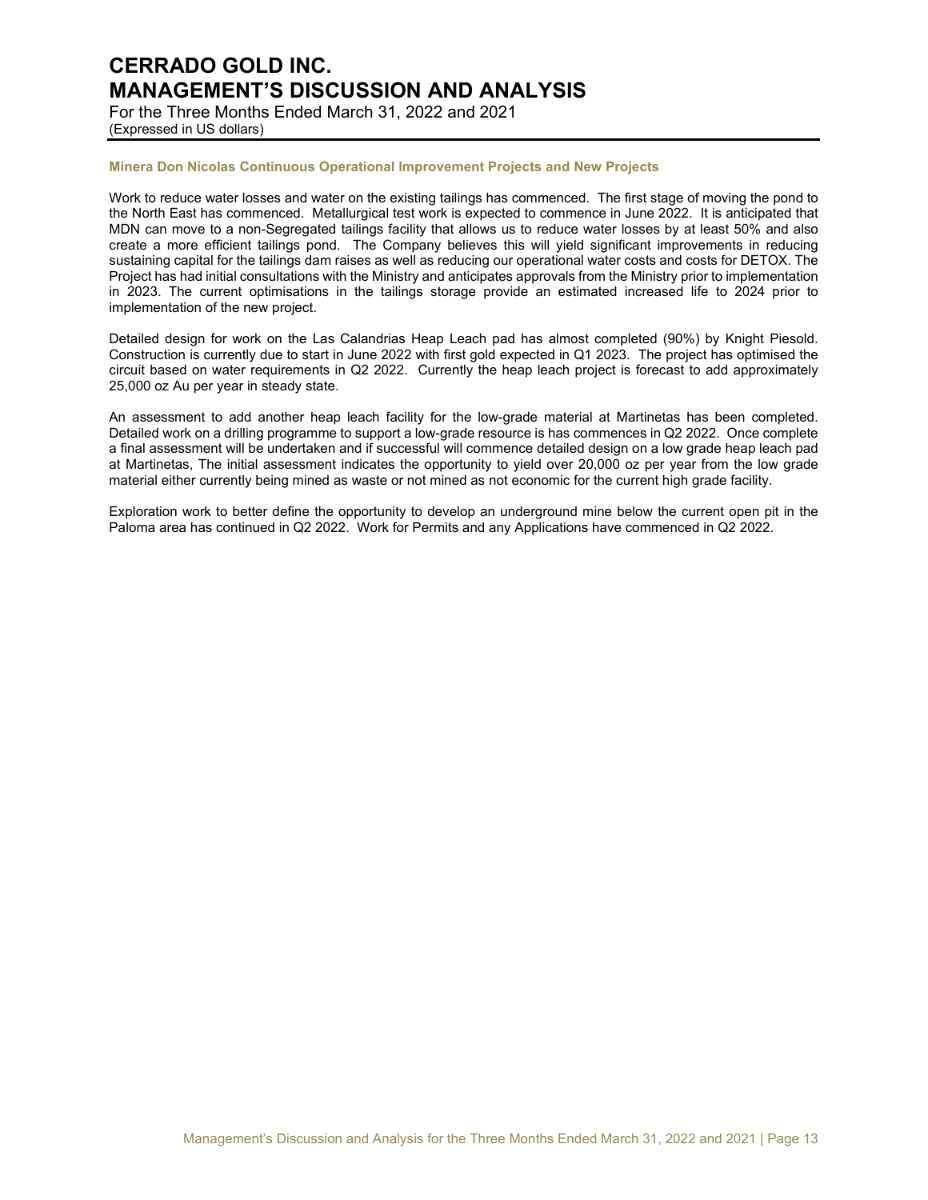### Minera Don Nicolas Continuous Operational Improvement Projects and New Projects

Work to reduce water losses and water on the existing tailings has commenced. The first stage of moving the pond to the North East has commenced. Metallurgical test work is expected to commence in June 2022. It is anticipated that MDN can move to a non-Segregated tailings facility that allows us to reduce water losses by at least 50% and also create a more efficient tailings pond. The Company believes this will yield significant improvements in reducing sustaining capital for the tailings dam raises as well as reducing our operational water costs and costs for DETOX. The Project has had initial consultations with the Ministry and anticipates approvals from the Ministry prior to implementation in 2023. The current optimisations in the tailings storage provide an estimated increased life to 2024 prior to implementation of the new project.

Detailed design for work on the Las Calandrias Heap Leach pad has almost completed (90%) by Knight Piesold. Construction is currently due to start in June 2022 with first gold expected in Q1 2023. The project has optimised the circuit based on water requirements in Q2 2022. Currently the heap leach project is forecast to add approximately 25,000 oz Au per year in steady state.

An assessment to add another heap leach facility for the low-grade material at Martinetas has been completed. Detailed work on a drilling programme to support a low-grade resource is has commences in Q2 2022. Once complete a final assessment will be undertaken and if successful will commence detailed design on a low grade heap leach pad at Martinetas, The initial assessment indicates the opportunity to yield over 20,000 oz per year from the low grade material either currently being mined as waste or not mined as not economic for the current high grade facility.

Exploration work to better define the opportunity to develop an underground mine below the current open pit in the Paloma area has continued in Q2 2022. Work for Permits and any Applications have commenced in Q2 2022.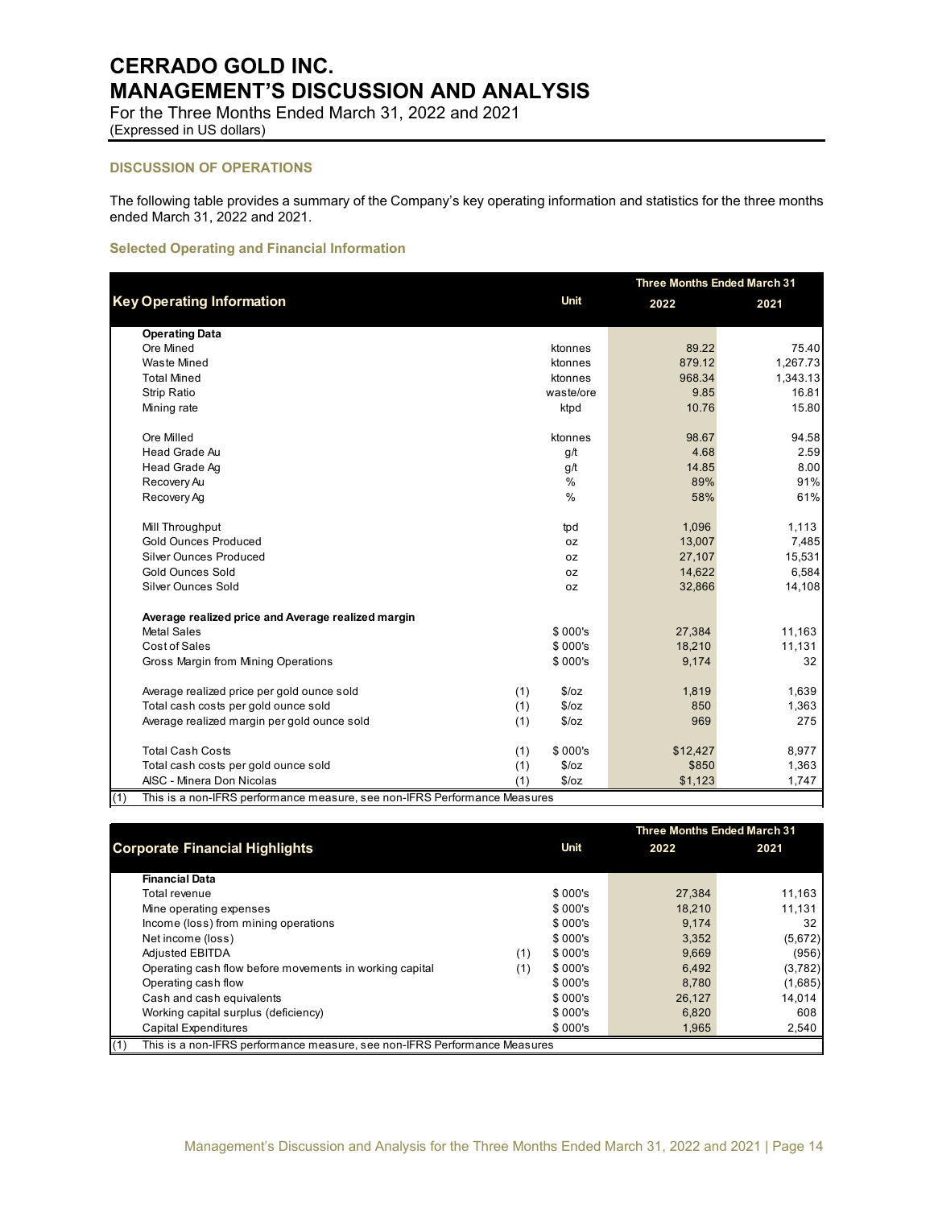# CERRADO GOLD INC.
# MANAGEMENT'S DISCUSSION AND ANALYSIS

For the Three Months Ended March 31, 2022 and 2021
(Expressed in US dollars)

### DISCUSSION OF OPERATIONS

The following table provides a summary of the Company's key operating information and statistics for the three months ended March 31, 2022 and 2021.

### Selected Operating and Financial Information

| Key Operating Information | | Unit | Three Months Ended March 31 2022 | 2021 |
|---|---|---|---|---|
| **Operating Data** | | | | |
| Ore Mined | | ktonnes | 89.22 | 75.40 |
| Waste Mined | | ktonnes | 879.12 | 1,267.73 |
| Total Mined | | ktonnes | 968.34 | 1,343.13 |
| Strip Ratio | | waste/ore | 9.85 | 16.81 |
| Mining rate | | ktpd | 10.76 | 15.80 |
| | | | | |
| Ore Milled | | ktonnes | 98.67 | 94.58 |
| Head Grade Au | | g/t | 4.68 | 2.59 |
| Head Grade Ag | | g/t | 14.85 | 8.00 |
| Recovery Au | | % | 89% | 91% |
| Recovery Ag | | % | 58% | 61% |
| | | | | |
| Mill Throughput | | tpd | 1,096 | 1,113 |
| Gold Ounces Produced | | oz | 13,007 | 7,485 |
| Silver Ounces Produced | | oz | 27,107 | 15,531 |
| Gold Ounces Sold | | oz | 14,622 | 6,584 |
| Silver Ounces Sold | | oz | 32,866 | 14,108 |
| | | | | |
| **Average realized price and Average realized margin** | | | | |
| Metal Sales | | $ 000's | 27,384 | 11,163 |
| Cost of Sales | | $ 000's | 18,210 | 11,131 |
| Gross Margin from Mining Operations | | $ 000's | 9,174 | 32 |
| | | | | |
| Average realized price per gold ounce sold | (1) | $/oz | 1,819 | 1,639 |
| Total cash costs per gold ounce sold | (1) | $/oz | 850 | 1,363 |
| Average realized margin per gold ounce sold | (1) | $/oz | 969 | 275 |
| | | | | |
| Total Cash Costs | (1) | $ 000's | $12,427 | 8,977 |
| Total cash costs per gold ounce sold | (1) | $/oz | $850 | 1,363 |
| AISC - Minera Don Nicolas | (1) | $/oz | $1,123 | 1,747 |

(1) This is a non-IFRS performance measure, see non-IFRS Performance Measures

| Corporate Financial Highlights | | Unit | Three Months Ended March 31 2022 | 2021 |
|---|---|---|---|---|
| **Financial Data** | | | | |
| Total revenue | | $ 000's | 27,384 | 11,163 |
| Mine operating expenses | | $ 000's | 18,210 | 11,131 |
| Income (loss) from mining operations | | $ 000's | 9,174 | 32 |
| Net income (loss) | | $ 000's | 3,352 | (5,672) |
| Adjusted EBITDA | (1) | $ 000's | 9,669 | (956) |
| Operating cash flow before movements in working capital | (1) | $ 000's | 6,492 | (3,782) |
| Operating cash flow | | $ 000's | 8,780 | (1,685) |
| Cash and cash equivalents | | $ 000's | 26,127 | 14,014 |
| Working capital surplus (deficiency) | | $ 000's | 6,820 | 608 |
| Capital Expenditures | | $ 000's | 1,965 | 2,540 |

(1) This is a non-IFRS performance measure, see non-IFRS Performance Measures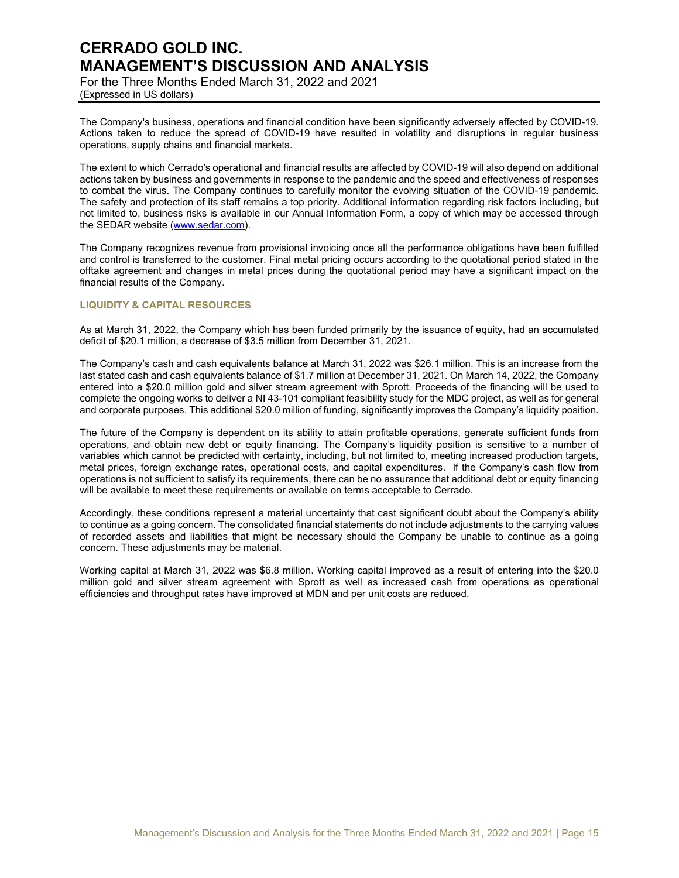The Company's business, operations and financial condition have been significantly adversely affected by COVID-19. Actions taken to reduce the spread of COVID-19 have resulted in volatility and disruptions in regular business operations, supply chains and financial markets.

The extent to which Cerrado's operational and financial results are affected by COVID-19 will also depend on additional actions taken by business and governments in response to the pandemic and the speed and effectiveness of responses to combat the virus. The Company continues to carefully monitor the evolving situation of the COVID-19 pandemic. The safety and protection of its staff remains a top priority. Additional information regarding risk factors including, but not limited to, business risks is available in our Annual Information Form, a copy of which may be accessed through the SEDAR website (www.sedar.com).

The Company recognizes revenue from provisional invoicing once all the performance obligations have been fulfilled and control is transferred to the customer. Final metal pricing occurs according to the quotational period stated in the offtake agreement and changes in metal prices during the quotational period may have a significant impact on the financial results of the Company.

## LIQUIDITY & CAPITAL RESOURCES

As at March 31, 2022, the Company which has been funded primarily by the issuance of equity, had an accumulated deficit of $20.1 million, a decrease of $3.5 million from December 31, 2021.

The Company's cash and cash equivalents balance at March 31, 2022 was $26.1 million. This is an increase from the last stated cash and cash equivalents balance of $1.7 million at December 31, 2021. On March 14, 2022, the Company entered into a $20.0 million gold and silver stream agreement with Sprott. Proceeds of the financing will be used to complete the ongoing works to deliver a NI 43-101 compliant feasibility study for the MDC project, as well as for general and corporate purposes. This additional $20.0 million of funding, significantly improves the Company's liquidity position.

The future of the Company is dependent on its ability to attain profitable operations, generate sufficient funds from operations, and obtain new debt or equity financing. The Company's liquidity position is sensitive to a number of variables which cannot be predicted with certainty, including, but not limited to, meeting increased production targets, metal prices, foreign exchange rates, operational costs, and capital expenditures. If the Company's cash flow from operations is not sufficient to satisfy its requirements, there can be no assurance that additional debt or equity financing will be available to meet these requirements or available on terms acceptable to Cerrado.

Accordingly, these conditions represent a material uncertainty that cast significant doubt about the Company's ability to continue as a going concern. The consolidated financial statements do not include adjustments to the carrying values of recorded assets and liabilities that might be necessary should the Company be unable to continue as a going concern. These adjustments may be material.

Working capital at March 31, 2022 was $6.8 million. Working capital improved as a result of entering into the $20.0 million gold and silver stream agreement with Sprott as well as increased cash from operations as operational efficiencies and throughput rates have improved at MDN and per unit costs are reduced.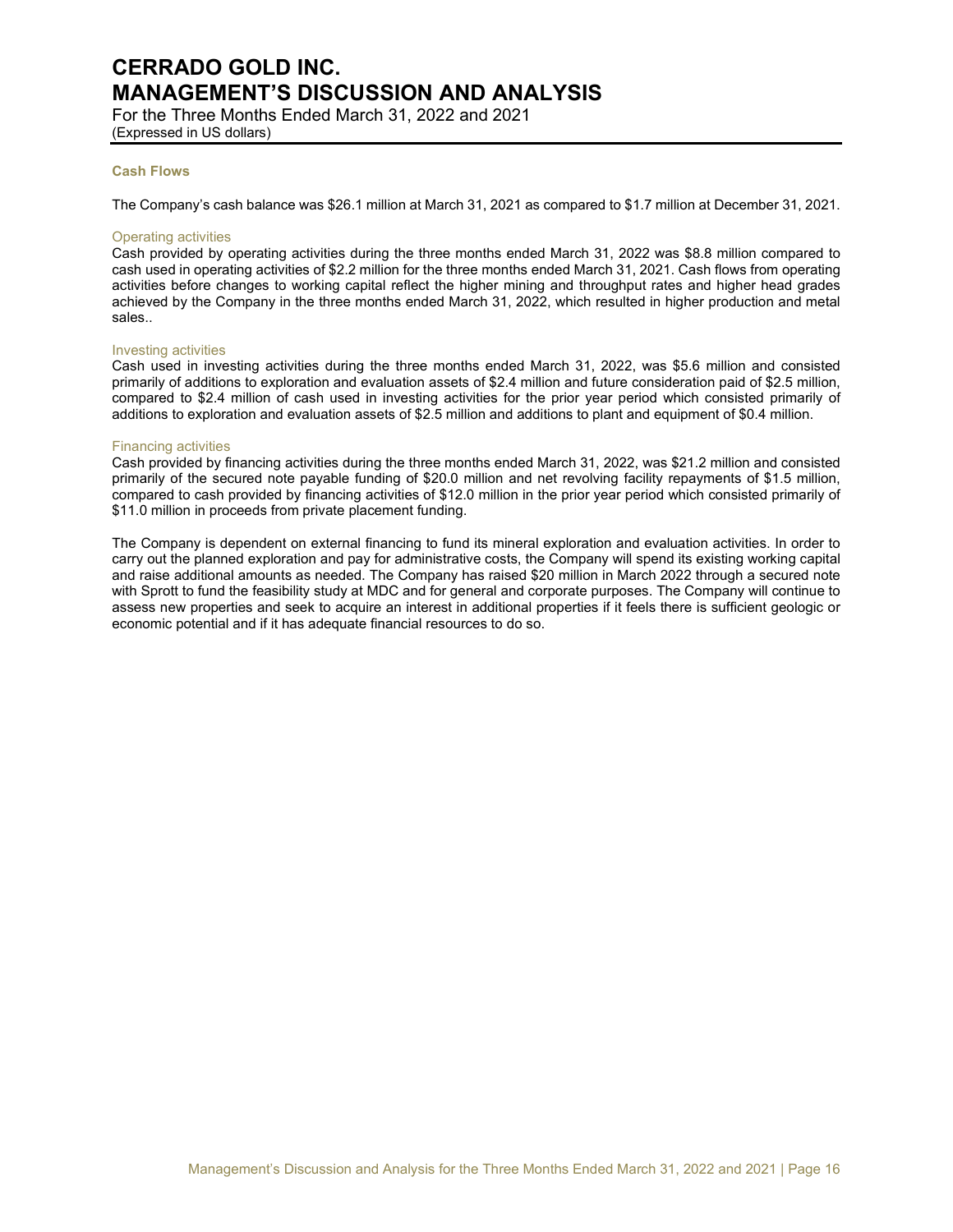### Cash Flows

The Company's cash balance was $26.1 million at March 31, 2021 as compared to $1.7 million at December 31, 2021.

#### Operating activities

Cash provided by operating activities during the three months ended March 31, 2022 was $8.8 million compared to cash used in operating activities of $2.2 million for the three months ended March 31, 2021. Cash flows from operating activities before changes to working capital reflect the higher mining and throughput rates and higher head grades achieved by the Company in the three months ended March 31, 2022, which resulted in higher production and metal sales..

#### Investing activities

Cash used in investing activities during the three months ended March 31, 2022, was $5.6 million and consisted primarily of additions to exploration and evaluation assets of $2.4 million and future consideration paid of $2.5 million, compared to $2.4 million of cash used in investing activities for the prior year period which consisted primarily of additions to exploration and evaluation assets of $2.5 million and additions to plant and equipment of $0.4 million.

#### Financing activities

Cash provided by financing activities during the three months ended March 31, 2022, was $21.2 million and consisted primarily of the secured note payable funding of $20.0 million and net revolving facility repayments of $1.5 million, compared to cash provided by financing activities of $12.0 million in the prior year period which consisted primarily of $11.0 million in proceeds from private placement funding.

The Company is dependent on external financing to fund its mineral exploration and evaluation activities. In order to carry out the planned exploration and pay for administrative costs, the Company will spend its existing working capital and raise additional amounts as needed. The Company has raised $20 million in March 2022 through a secured note with Sprott to fund the feasibility study at MDC and for general and corporate purposes. The Company will continue to assess new properties and seek to acquire an interest in additional properties if it feels there is sufficient geologic or economic potential and if it has adequate financial resources to do so.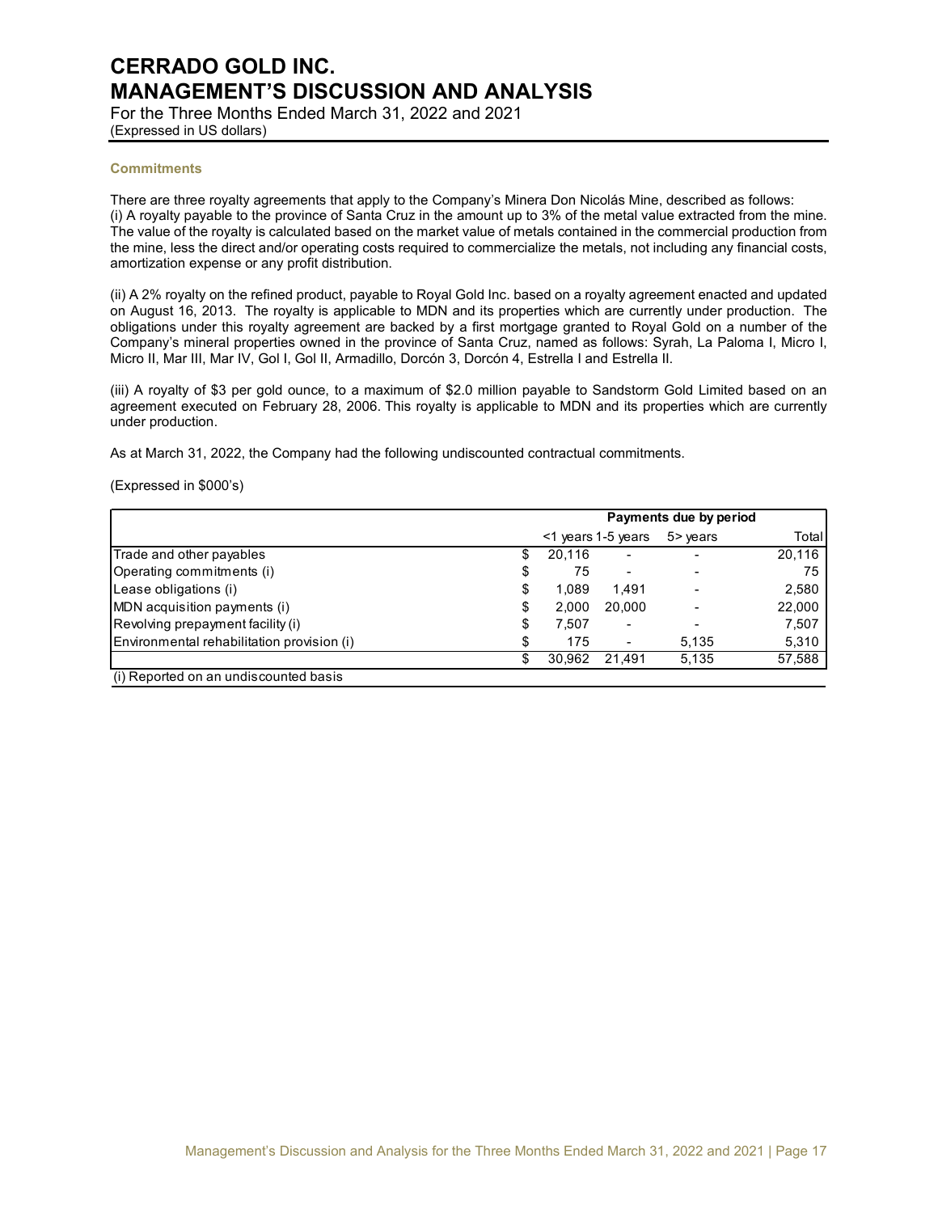### Commitments

There are three royalty agreements that apply to the Company's Minera Don Nicolás Mine, described as follows:
(i) A royalty payable to the province of Santa Cruz in the amount up to 3% of the metal value extracted from the mine. The value of the royalty is calculated based on the market value of metals contained in the commercial production from the mine, less the direct and/or operating costs required to commercialize the metals, not including any financial costs, amortization expense or any profit distribution.

(ii) A 2% royalty on the refined product, payable to Royal Gold Inc. based on a royalty agreement enacted and updated on August 16, 2013. The royalty is applicable to MDN and its properties which are currently under production. The obligations under this royalty agreement are backed by a first mortgage granted to Royal Gold on a number of the Company's mineral properties owned in the province of Santa Cruz, named as follows: Syrah, La Paloma I, Micro I, Micro II, Mar III, Mar IV, Gol I, Gol II, Armadillo, Dorcón 3, Dorcón 4, Estrella I and Estrella II.

(iii) A royalty of $3 per gold ounce, to a maximum of $2.0 million payable to Sandstorm Gold Limited based on an agreement executed on February 28, 2006. This royalty is applicable to MDN and its properties which are currently under production.

As at March 31, 2022, the Company had the following undiscounted contractual commitments.

(Expressed in $000's)

| | | Payments due by period | | | |
|---|---|---|---|---|---|
| | | <1 years | 1-5 years | 5> years | Total |
| Trade and other payables | $ | 20,116 | - | - | 20,116 |
| Operating commitments (i) | $ | 75 | - | - | 75 |
| Lease obligations (i) | $ | 1,089 | 1,491 | - | 2,580 |
| MDN acquisition payments (i) | $ | 2,000 | 20,000 | - | 22,000 |
| Revolving prepayment facility (i) | $ | 7,507 | - | - | 7,507 |
| Environmental rehabilitation provision (i) | $ | 175 | - | 5,135 | 5,310 |
| | $ | 30,962 | 21,491 | 5,135 | 57,588 |

(i) Reported on an undiscounted basis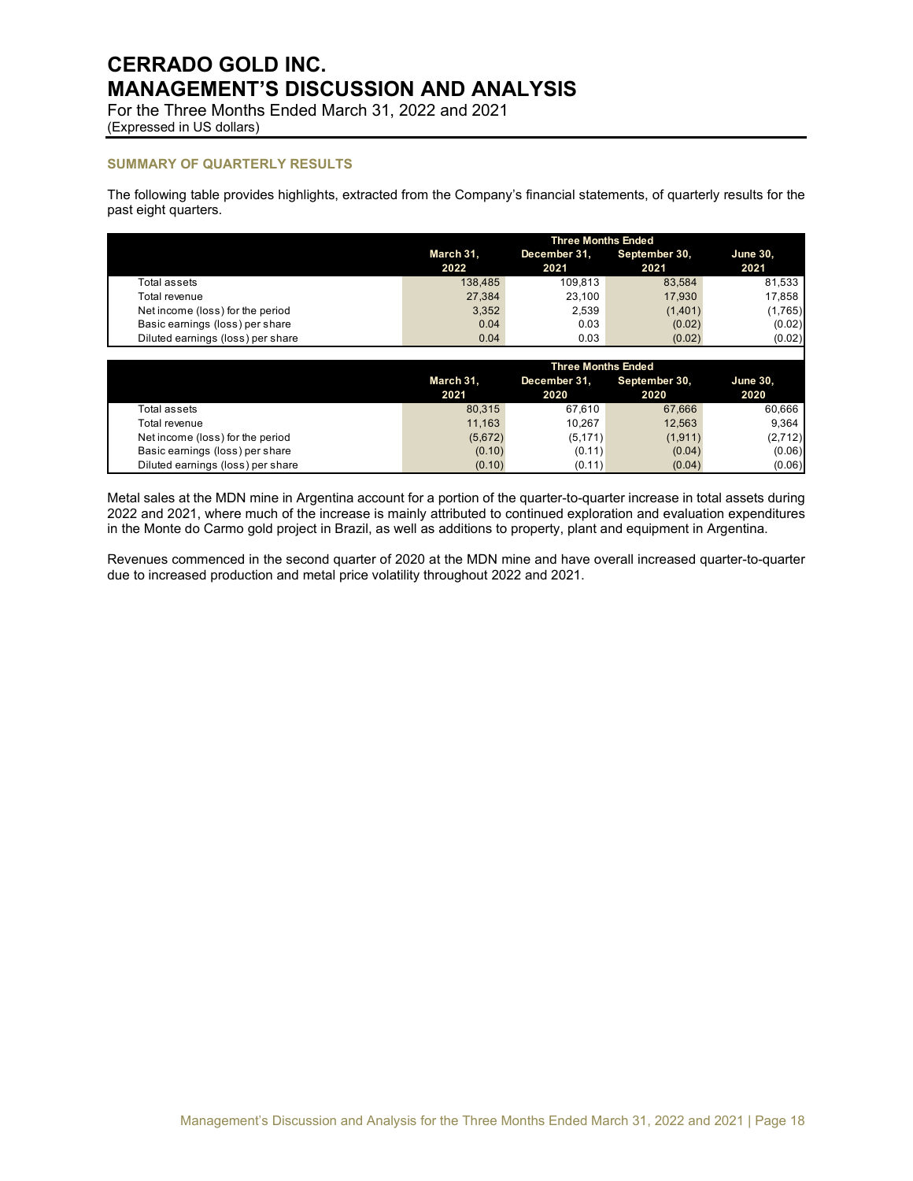## SUMMARY OF QUARTERLY RESULTS

The following table provides highlights, extracted from the Company's financial statements, of quarterly results for the past eight quarters.

| | Three Months Ended | | | |
|---|---|---|---|---|
| | March 31, 2022 | December 31, 2021 | September 30, 2021 | June 30, 2021 |
| Total assets | 138,485 | 109,813 | 83,584 | 81,533 |
| Total revenue | 27,384 | 23,100 | 17,930 | 17,858 |
| Net income (loss) for the period | 3,352 | 2,539 | (1,401) | (1,765) |
| Basic earnings (loss) per share | 0.04 | 0.03 | (0.02) | (0.02) |
| Diluted earnings (loss) per share | 0.04 | 0.03 | (0.02) | (0.02) |

| | Three Months Ended | | | |
|---|---|---|---|---|
| | March 31, 2021 | December 31, 2020 | September 30, 2020 | June 30, 2020 |
| Total assets | 80,315 | 67,610 | 67,666 | 60,666 |
| Total revenue | 11,163 | 10,267 | 12,563 | 9,364 |
| Net income (loss) for the period | (5,672) | (5,171) | (1,911) | (2,712) |
| Basic earnings (loss) per share | (0.10) | (0.11) | (0.04) | (0.06) |
| Diluted earnings (loss) per share | (0.10) | (0.11) | (0.04) | (0.06) |

Metal sales at the MDN mine in Argentina account for a portion of the quarter-to-quarter increase in total assets during 2022 and 2021, where much of the increase is mainly attributed to continued exploration and evaluation expenditures in the Monte do Carmo gold project in Brazil, as well as additions to property, plant and equipment in Argentina.

Revenues commenced in the second quarter of 2020 at the MDN mine and have overall increased quarter-to-quarter due to increased production and metal price volatility throughout 2022 and 2021.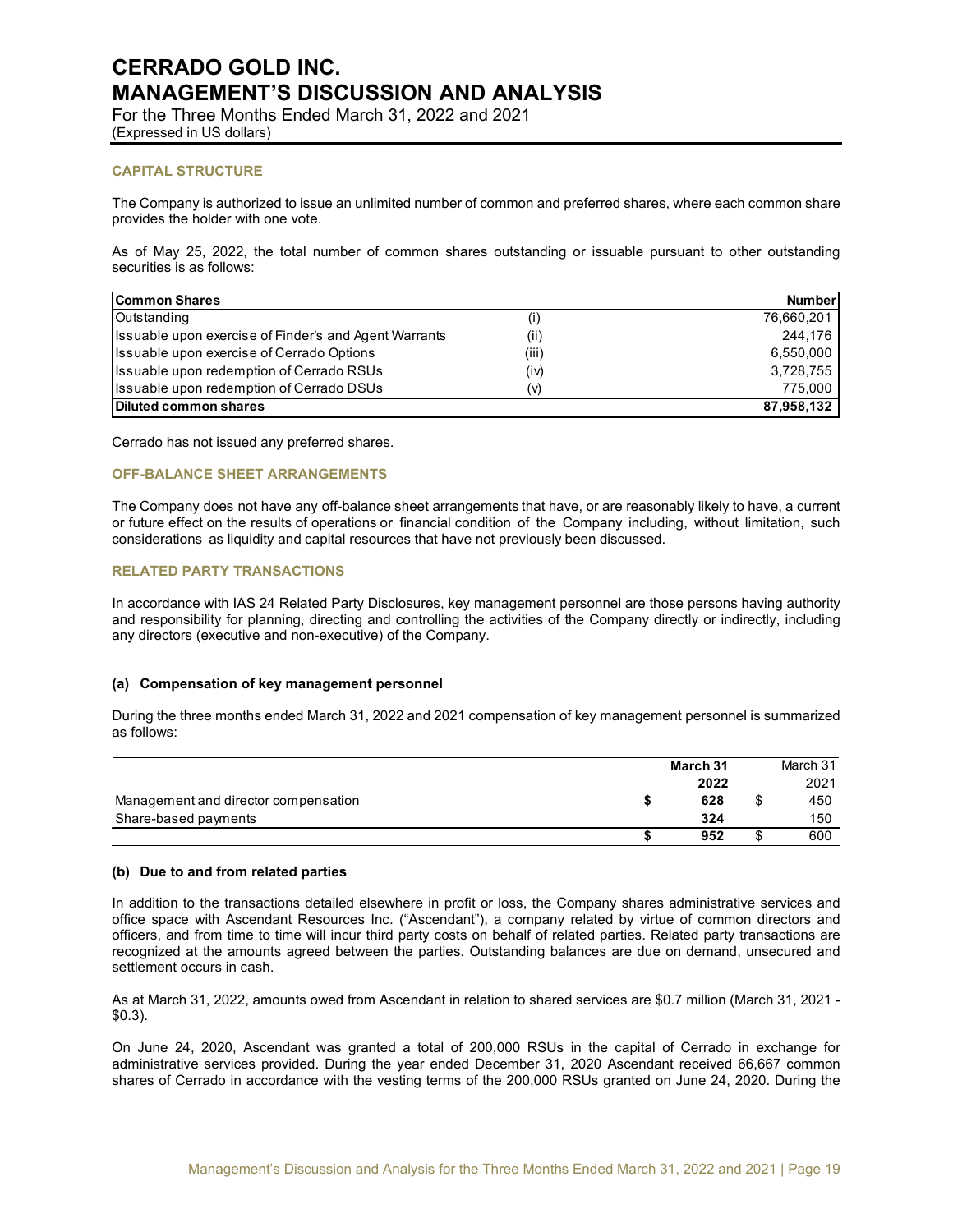### CAPITAL STRUCTURE

The Company is authorized to issue an unlimited number of common and preferred shares, where each common share provides the holder with one vote.

As of May 25, 2022, the total number of common shares outstanding or issuable pursuant to other outstanding securities is as follows:

| Common Shares | | Number |
|---|---|---|
| Outstanding | (i) | 76,660,201 |
| Issuable upon exercise of Finder's and Agent Warrants | (ii) | 244,176 |
| Issuable upon exercise of Cerrado Options | (iii) | 6,550,000 |
| Issuable upon redemption of Cerrado RSUs | (iv) | 3,728,755 |
| Issuable upon redemption of Cerrado DSUs | (v) | 775,000 |
| **Diluted common shares** | | **87,958,132** |

Cerrado has not issued any preferred shares.

### OFF-BALANCE SHEET ARRANGEMENTS

The Company does not have any off-balance sheet arrangements that have, or are reasonably likely to have, a current or future effect on the results of operations or financial condition of the Company including, without limitation, such considerations as liquidity and capital resources that have not previously been discussed.

### RELATED PARTY TRANSACTIONS

In accordance with IAS 24 Related Party Disclosures, key management personnel are those persons having authority and responsibility for planning, directing and controlling the activities of the Company directly or indirectly, including any directors (executive and non-executive) of the Company.

#### (a) Compensation of key management personnel

During the three months ended March 31, 2022 and 2021 compensation of key management personnel is summarized as follows:

| | **March 31 2022** | March 31 2021 |
|---|---|---|
| Management and director compensation | **$ 628** | $ 450 |
| Share-based payments | **324** | 150 |
| | **$ 952** | $ 600 |

#### (b) Due to and from related parties

In addition to the transactions detailed elsewhere in profit or loss, the Company shares administrative services and office space with Ascendant Resources Inc. ("Ascendant"), a company related by virtue of common directors and officers, and from time to time will incur third party costs on behalf of related parties. Related party transactions are recognized at the amounts agreed between the parties. Outstanding balances are due on demand, unsecured and settlement occurs in cash.

As at March 31, 2022, amounts owed from Ascendant in relation to shared services are $0.7 million (March 31, 2021 - $0.3).

On June 24, 2020, Ascendant was granted a total of 200,000 RSUs in the capital of Cerrado in exchange for administrative services provided. During the year ended December 31, 2020 Ascendant received 66,667 common shares of Cerrado in accordance with the vesting terms of the 200,000 RSUs granted on June 24, 2020. During the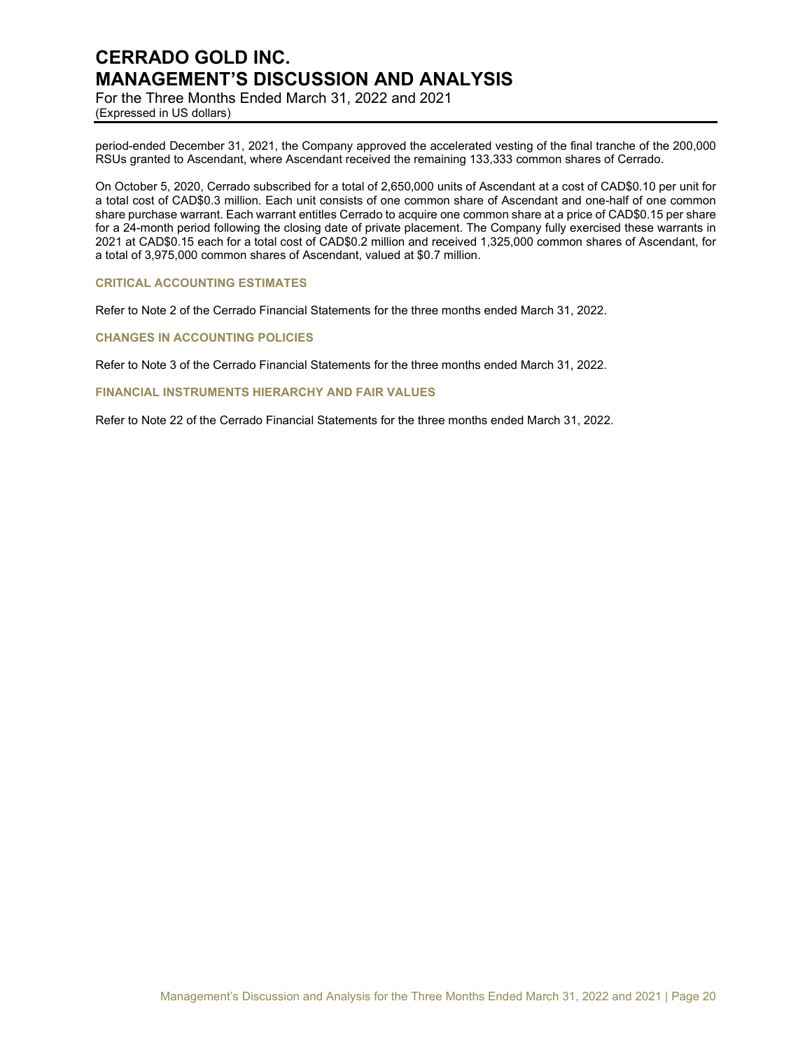period-ended December 31, 2021, the Company approved the accelerated vesting of the final tranche of the 200,000 RSUs granted to Ascendant, where Ascendant received the remaining 133,333 common shares of Cerrado.

On October 5, 2020, Cerrado subscribed for a total of 2,650,000 units of Ascendant at a cost of CAD$0.10 per unit for a total cost of CAD$0.3 million. Each unit consists of one common share of Ascendant and one-half of one common share purchase warrant. Each warrant entitles Cerrado to acquire one common share at a price of CAD$0.15 per share for a 24-month period following the closing date of private placement. The Company fully exercised these warrants in 2021 at CAD$0.15 each for a total cost of CAD$0.2 million and received 1,325,000 common shares of Ascendant, for a total of 3,975,000 common shares of Ascendant, valued at $0.7 million.

## CRITICAL ACCOUNTING ESTIMATES

Refer to Note 2 of the Cerrado Financial Statements for the three months ended March 31, 2022.

## CHANGES IN ACCOUNTING POLICIES

Refer to Note 3 of the Cerrado Financial Statements for the three months ended March 31, 2022.

## FINANCIAL INSTRUMENTS HIERARCHY AND FAIR VALUES

Refer to Note 22 of the Cerrado Financial Statements for the three months ended March 31, 2022.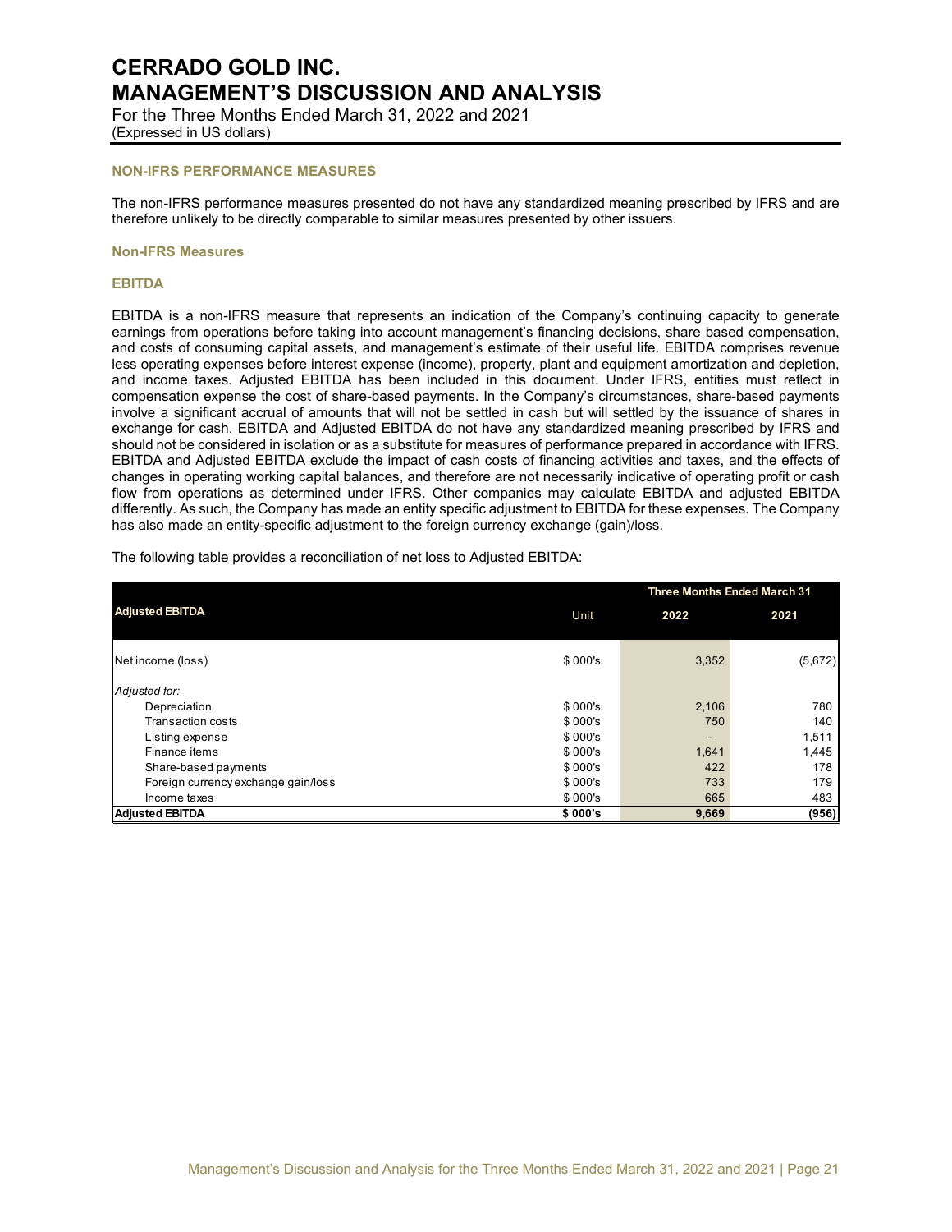## NON-IFRS PERFORMANCE MEASURES

The non-IFRS performance measures presented do not have any standardized meaning prescribed by IFRS and are therefore unlikely to be directly comparable to similar measures presented by other issuers.

### Non-IFRS Measures

### EBITDA

EBITDA is a non-IFRS measure that represents an indication of the Company's continuing capacity to generate earnings from operations before taking into account management's financing decisions, share based compensation, and costs of consuming capital assets, and management's estimate of their useful life. EBITDA comprises revenue less operating expenses before interest expense (income), property, plant and equipment amortization and depletion, and income taxes. Adjusted EBITDA has been included in this document. Under IFRS, entities must reflect in compensation expense the cost of share-based payments. In the Company's circumstances, share-based payments involve a significant accrual of amounts that will not be settled in cash but will settled by the issuance of shares in exchange for cash. EBITDA and Adjusted EBITDA do not have any standardized meaning prescribed by IFRS and should not be considered in isolation or as a substitute for measures of performance prepared in accordance with IFRS. EBITDA and Adjusted EBITDA exclude the impact of cash costs of financing activities and taxes, and the effects of changes in operating working capital balances, and therefore are not necessarily indicative of operating profit or cash flow from operations as determined under IFRS. Other companies may calculate EBITDA and adjusted EBITDA differently. As such, the Company has made an entity specific adjustment to EBITDA for these expenses. The Company has also made an entity-specific adjustment to the foreign currency exchange (gain)/loss.

The following table provides a reconciliation of net loss to Adjusted EBITDA:

| Adjusted EBITDA | Unit | Three Months Ended March 31 | |
|---|---|---|---|
| | | 2022 | 2021 |
| Net income (loss) | $ 000's | 3,352 | (5,672) |
| *Adjusted for:* | | | |
| Depreciation | $ 000's | 2,106 | 780 |
| Transaction costs | $ 000's | 750 | 140 |
| Listing expense | $ 000's | - | 1,511 |
| Finance items | $ 000's | 1,641 | 1,445 |
| Share-based payments | $ 000's | 422 | 178 |
| Foreign currency exchange gain/loss | $ 000's | 733 | 179 |
| Income taxes | $ 000's | 665 | 483 |
| **Adjusted EBITDA** | **$ 000's** | **9,669** | **(956)** |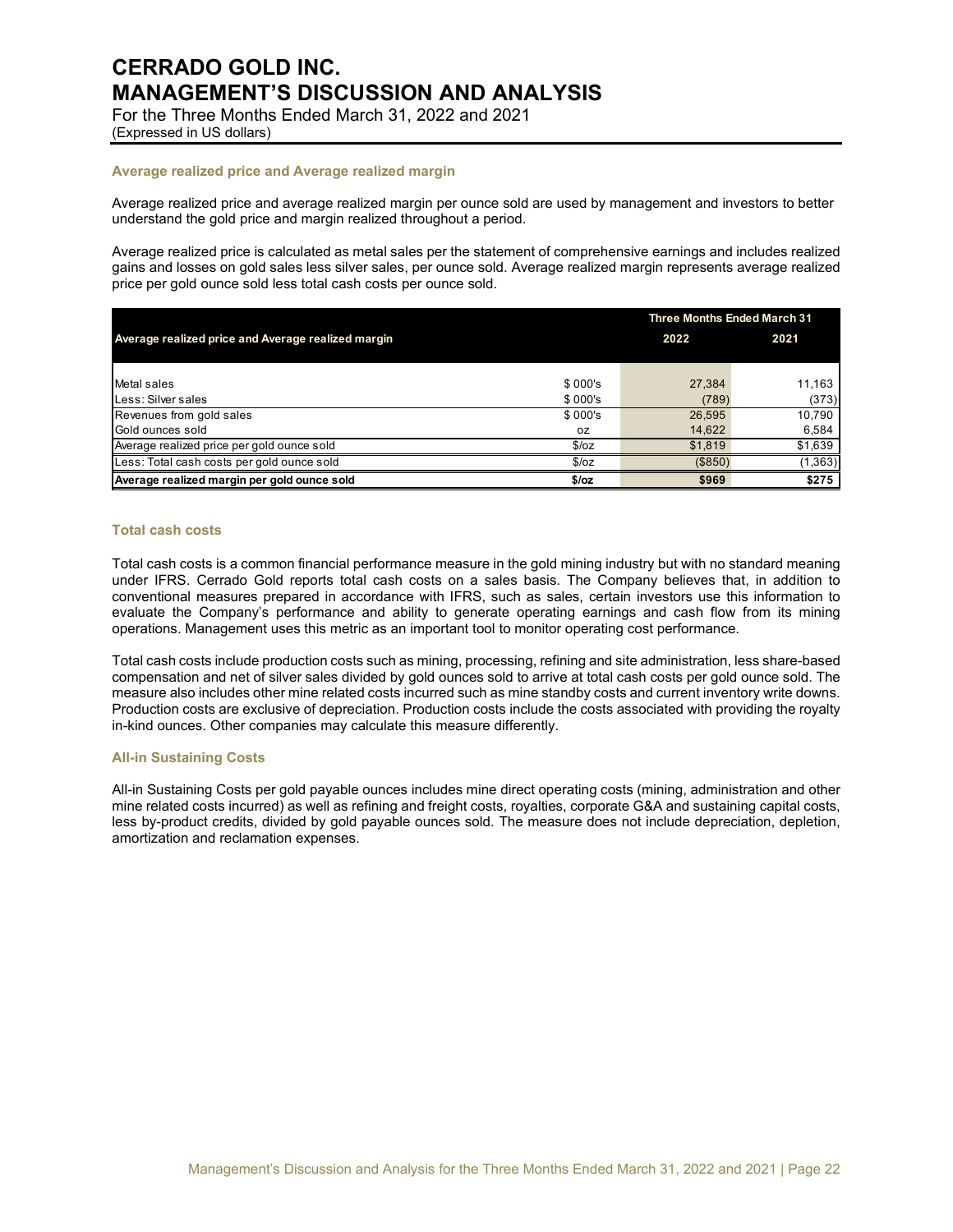### Average realized price and Average realized margin

Average realized price and average realized margin per ounce sold are used by management and investors to better understand the gold price and margin realized throughout a period.

Average realized price is calculated as metal sales per the statement of comprehensive earnings and includes realized gains and losses on gold sales less silver sales, per ounce sold. Average realized margin represents average realized price per gold ounce sold less total cash costs per ounce sold.

| Average realized price and Average realized margin | | Three Months Ended March 31 | |
|---|---|---|---|
| | | 2022 | 2021 |
| Metal sales | $ 000's | 27,384 | 11,163 |
| Less: Silver sales | $ 000's | (789) | (373) |
| Revenues from gold sales | $ 000's | 26,595 | 10,790 |
| Gold ounces sold | oz | 14,622 | 6,584 |
| Average realized price per gold ounce sold | $/oz | $1,819 | $1,639 |
| Less: Total cash costs per gold ounce sold | $/oz | ($850) | (1,363) |
| **Average realized margin per gold ounce sold** | **$/oz** | **$969** | **$275** |

### Total cash costs

Total cash costs is a common financial performance measure in the gold mining industry but with no standard meaning under IFRS. Cerrado Gold reports total cash costs on a sales basis. The Company believes that, in addition to conventional measures prepared in accordance with IFRS, such as sales, certain investors use this information to evaluate the Company's performance and ability to generate operating earnings and cash flow from its mining operations. Management uses this metric as an important tool to monitor operating cost performance.

Total cash costs include production costs such as mining, processing, refining and site administration, less share-based compensation and net of silver sales divided by gold ounces sold to arrive at total cash costs per gold ounce sold. The measure also includes other mine related costs incurred such as mine standby costs and current inventory write downs. Production costs are exclusive of depreciation. Production costs include the costs associated with providing the royalty in-kind ounces. Other companies may calculate this measure differently.

### All-in Sustaining Costs

All-in Sustaining Costs per gold payable ounces includes mine direct operating costs (mining, administration and other mine related costs incurred) as well as refining and freight costs, royalties, corporate G&A and sustaining capital costs, less by-product credits, divided by gold payable ounces sold. The measure does not include depreciation, depletion, amortization and reclamation expenses.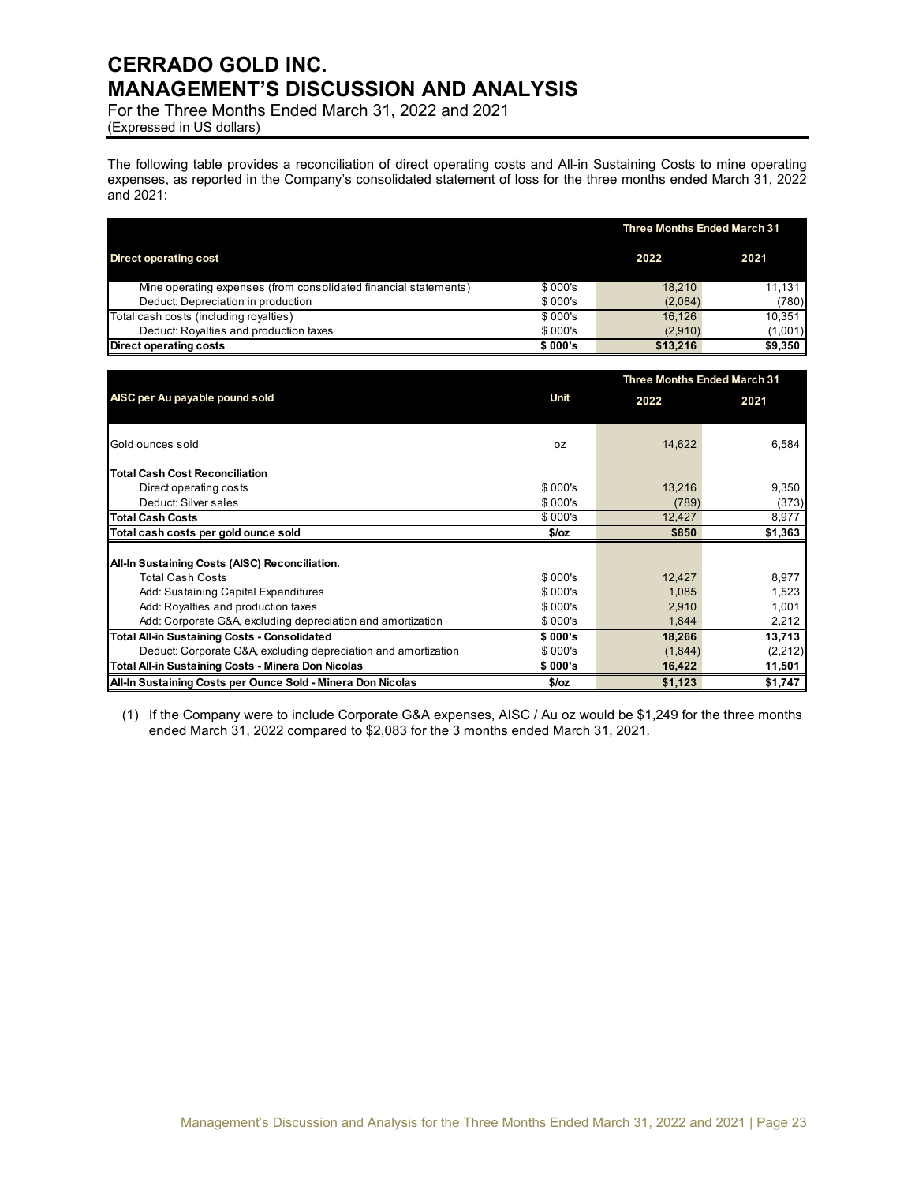# CERRADO GOLD INC.
# MANAGEMENT'S DISCUSSION AND ANALYSIS

For the Three Months Ended March 31, 2022 and 2021
(Expressed in US dollars)

The following table provides a reconciliation of direct operating costs and All-in Sustaining Costs to mine operating expenses, as reported in the Company's consolidated statement of loss for the three months ended March 31, 2022 and 2021:

| Direct operating cost | | Three Months Ended March 31 | |
|---|---|---|---|
| | | 2022 | 2021 |
| Mine operating expenses (from consolidated financial statements) | $ 000's | 18,210 | 11,131 |
| Deduct: Depreciation in production | $ 000's | (2,084) | (780) |
| Total cash costs (including royalties) | $ 000's | 16,126 | 10,351 |
| Deduct: Royalties and production taxes | $ 000's | (2,910) | (1,001) |
| **Direct operating costs** | **$ 000's** | **$13,216** | **$9,350** |

| AISC per Au payable pound sold | Unit | Three Months Ended March 31 | |
|---|---|---|---|
| | | 2022 | 2021 |
| Gold ounces sold | oz | 14,622 | 6,584 |
| **Total Cash Cost Reconciliation** | | | |
| Direct operating costs | $ 000's | 13,216 | 9,350 |
| Deduct: Silver sales | $ 000's | (789) | (373) |
| **Total Cash Costs** | $ 000's | 12,427 | 8,977 |
| **Total cash costs per gold ounce sold** | **$/oz** | **$850** | **$1,363** |
| **All-In Sustaining Costs (AISC) Reconciliation.** | | | |
| Total Cash Costs | $ 000's | 12,427 | 8,977 |
| Add: Sustaining Capital Expenditures | $ 000's | 1,085 | 1,523 |
| Add: Royalties and production taxes | $ 000's | 2,910 | 1,001 |
| Add: Corporate G&A, excluding depreciation and amortization | $ 000's | 1,844 | 2,212 |
| **Total All-in Sustaining Costs - Consolidated** | **$ 000's** | **18,266** | **13,713** |
| Deduct: Corporate G&A, excluding depreciation and amortization | $ 000's | (1,844) | (2,212) |
| **Total All-in Sustaining Costs - Minera Don Nicolas** | **$ 000's** | **16,422** | **11,501** |
| **All-In Sustaining Costs per Ounce Sold - Minera Don Nicolas** | **$/oz** | **$1,123** | **$1,747** |

(1) If the Company were to include Corporate G&A expenses, AISC / Au oz would be $1,249 for the three months ended March 31, 2022 compared to $2,083 for the 3 months ended March 31, 2021.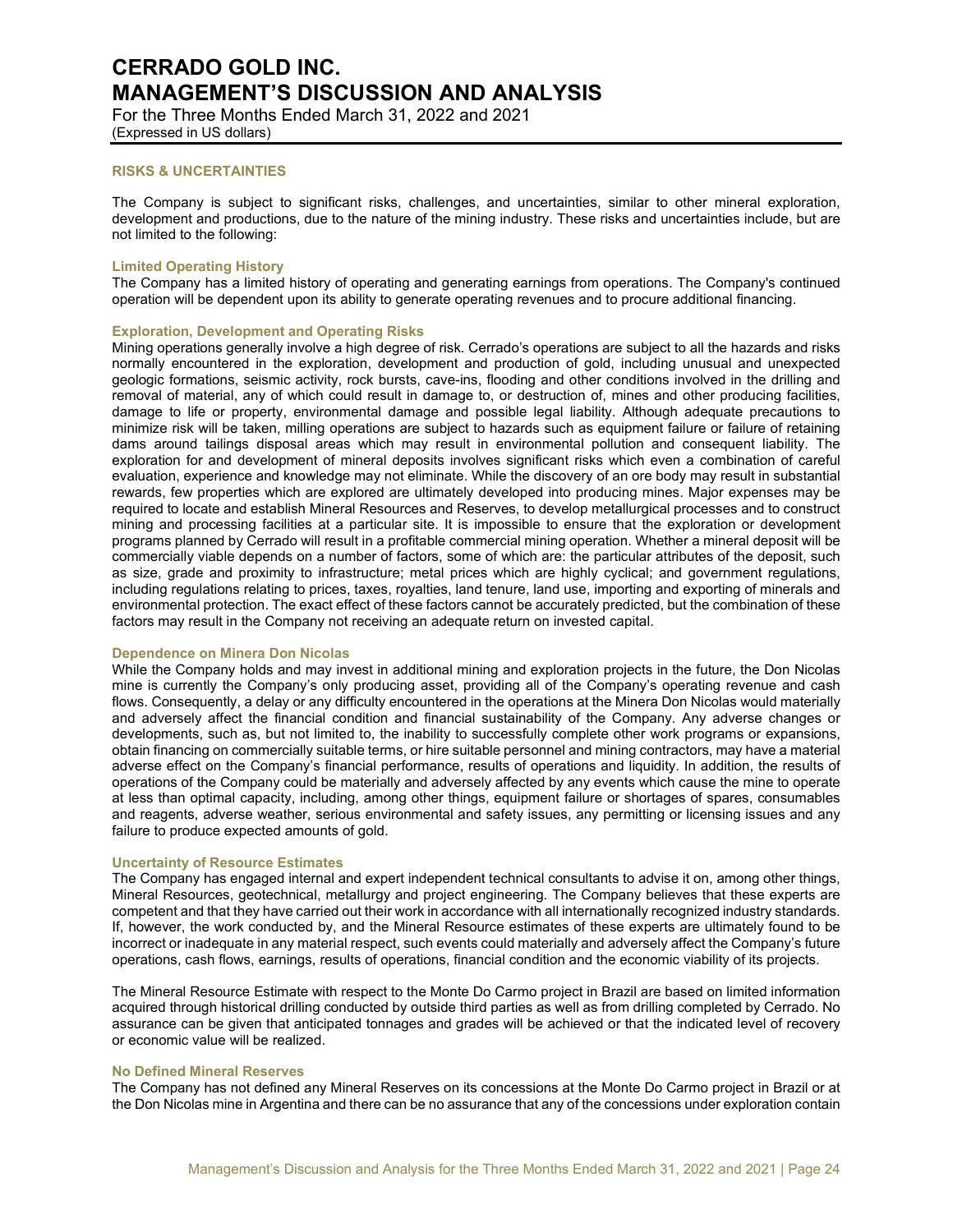## RISKS & UNCERTAINTIES

The Company is subject to significant risks, challenges, and uncertainties, similar to other mineral exploration, development and productions, due to the nature of the mining industry. These risks and uncertainties include, but are not limited to the following:

### Limited Operating History

The Company has a limited history of operating and generating earnings from operations. The Company's continued operation will be dependent upon its ability to generate operating revenues and to procure additional financing.

### Exploration, Development and Operating Risks

Mining operations generally involve a high degree of risk. Cerrado's operations are subject to all the hazards and risks normally encountered in the exploration, development and production of gold, including unusual and unexpected geologic formations, seismic activity, rock bursts, cave-ins, flooding and other conditions involved in the drilling and removal of material, any of which could result in damage to, or destruction of, mines and other producing facilities, damage to life or property, environmental damage and possible legal liability. Although adequate precautions to minimize risk will be taken, milling operations are subject to hazards such as equipment failure or failure of retaining dams around tailings disposal areas which may result in environmental pollution and consequent liability. The exploration for and development of mineral deposits involves significant risks which even a combination of careful evaluation, experience and knowledge may not eliminate. While the discovery of an ore body may result in substantial rewards, few properties which are explored are ultimately developed into producing mines. Major expenses may be required to locate and establish Mineral Resources and Reserves, to develop metallurgical processes and to construct mining and processing facilities at a particular site. It is impossible to ensure that the exploration or development programs planned by Cerrado will result in a profitable commercial mining operation. Whether a mineral deposit will be commercially viable depends on a number of factors, some of which are: the particular attributes of the deposit, such as size, grade and proximity to infrastructure; metal prices which are highly cyclical; and government regulations, including regulations relating to prices, taxes, royalties, land tenure, land use, importing and exporting of minerals and environmental protection. The exact effect of these factors cannot be accurately predicted, but the combination of these factors may result in the Company not receiving an adequate return on invested capital.

### Dependence on Minera Don Nicolas

While the Company holds and may invest in additional mining and exploration projects in the future, the Don Nicolas mine is currently the Company's only producing asset, providing all of the Company's operating revenue and cash flows. Consequently, a delay or any difficulty encountered in the operations at the Minera Don Nicolas would materially and adversely affect the financial condition and financial sustainability of the Company. Any adverse changes or developments, such as, but not limited to, the inability to successfully complete other work programs or expansions, obtain financing on commercially suitable terms, or hire suitable personnel and mining contractors, may have a material adverse effect on the Company's financial performance, results of operations and liquidity. In addition, the results of operations of the Company could be materially and adversely affected by any events which cause the mine to operate at less than optimal capacity, including, among other things, equipment failure or shortages of spares, consumables and reagents, adverse weather, serious environmental and safety issues, any permitting or licensing issues and any failure to produce expected amounts of gold.

### Uncertainty of Resource Estimates

The Company has engaged internal and expert independent technical consultants to advise it on, among other things, Mineral Resources, geotechnical, metallurgy and project engineering. The Company believes that these experts are competent and that they have carried out their work in accordance with all internationally recognized industry standards. If, however, the work conducted by, and the Mineral Resource estimates of these experts are ultimately found to be incorrect or inadequate in any material respect, such events could materially and adversely affect the Company's future operations, cash flows, earnings, results of operations, financial condition and the economic viability of its projects.

The Mineral Resource Estimate with respect to the Monte Do Carmo project in Brazil are based on limited information acquired through historical drilling conducted by outside third parties as well as from drilling completed by Cerrado. No assurance can be given that anticipated tonnages and grades will be achieved or that the indicated level of recovery or economic value will be realized.

### No Defined Mineral Reserves

The Company has not defined any Mineral Reserves on its concessions at the Monte Do Carmo project in Brazil or at the Don Nicolas mine in Argentina and there can be no assurance that any of the concessions under exploration contain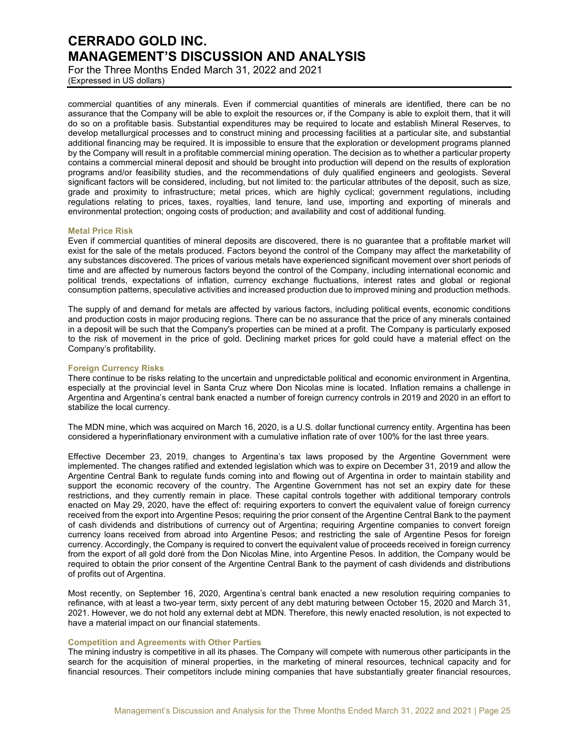commercial quantities of any minerals. Even if commercial quantities of minerals are identified, there can be no assurance that the Company will be able to exploit the resources or, if the Company is able to exploit them, that it will do so on a profitable basis. Substantial expenditures may be required to locate and establish Mineral Reserves, to develop metallurgical processes and to construct mining and processing facilities at a particular site, and substantial additional financing may be required. It is impossible to ensure that the exploration or development programs planned by the Company will result in a profitable commercial mining operation. The decision as to whether a particular property contains a commercial mineral deposit and should be brought into production will depend on the results of exploration programs and/or feasibility studies, and the recommendations of duly qualified engineers and geologists. Several significant factors will be considered, including, but not limited to: the particular attributes of the deposit, such as size, grade and proximity to infrastructure; metal prices, which are highly cyclical; government regulations, including regulations relating to prices, taxes, royalties, land tenure, land use, importing and exporting of minerals and environmental protection; ongoing costs of production; and availability and cost of additional funding.

### Metal Price Risk

Even if commercial quantities of mineral deposits are discovered, there is no guarantee that a profitable market will exist for the sale of the metals produced. Factors beyond the control of the Company may affect the marketability of any substances discovered. The prices of various metals have experienced significant movement over short periods of time and are affected by numerous factors beyond the control of the Company, including international economic and political trends, expectations of inflation, currency exchange fluctuations, interest rates and global or regional consumption patterns, speculative activities and increased production due to improved mining and production methods.

The supply of and demand for metals are affected by various factors, including political events, economic conditions and production costs in major producing regions. There can be no assurance that the price of any minerals contained in a deposit will be such that the Company's properties can be mined at a profit. The Company is particularly exposed to the risk of movement in the price of gold. Declining market prices for gold could have a material effect on the Company's profitability.

### Foreign Currency Risks

There continue to be risks relating to the uncertain and unpredictable political and economic environment in Argentina, especially at the provincial level in Santa Cruz where Don Nicolas mine is located. Inflation remains a challenge in Argentina and Argentina's central bank enacted a number of foreign currency controls in 2019 and 2020 in an effort to stabilize the local currency.

The MDN mine, which was acquired on March 16, 2020, is a U.S. dollar functional currency entity. Argentina has been considered a hyperinflationary environment with a cumulative inflation rate of over 100% for the last three years.

Effective December 23, 2019, changes to Argentina's tax laws proposed by the Argentine Government were implemented. The changes ratified and extended legislation which was to expire on December 31, 2019 and allow the Argentine Central Bank to regulate funds coming into and flowing out of Argentina in order to maintain stability and support the economic recovery of the country. The Argentine Government has not set an expiry date for these restrictions, and they currently remain in place. These capital controls together with additional temporary controls enacted on May 29, 2020, have the effect of: requiring exporters to convert the equivalent value of foreign currency received from the export into Argentine Pesos; requiring the prior consent of the Argentine Central Bank to the payment of cash dividends and distributions of currency out of Argentina; requiring Argentine companies to convert foreign currency loans received from abroad into Argentine Pesos; and restricting the sale of Argentine Pesos for foreign currency. Accordingly, the Company is required to convert the equivalent value of proceeds received in foreign currency from the export of all gold doré from the Don Nicolas Mine, into Argentine Pesos. In addition, the Company would be required to obtain the prior consent of the Argentine Central Bank to the payment of cash dividends and distributions of profits out of Argentina.

Most recently, on September 16, 2020, Argentina's central bank enacted a new resolution requiring companies to refinance, with at least a two-year term, sixty percent of any debt maturing between October 15, 2020 and March 31, 2021. However, we do not hold any external debt at MDN. Therefore, this newly enacted resolution, is not expected to have a material impact on our financial statements.

### Competition and Agreements with Other Parties

The mining industry is competitive in all its phases. The Company will compete with numerous other participants in the search for the acquisition of mineral properties, in the marketing of mineral resources, technical capacity and for financial resources. Their competitors include mining companies that have substantially greater financial resources,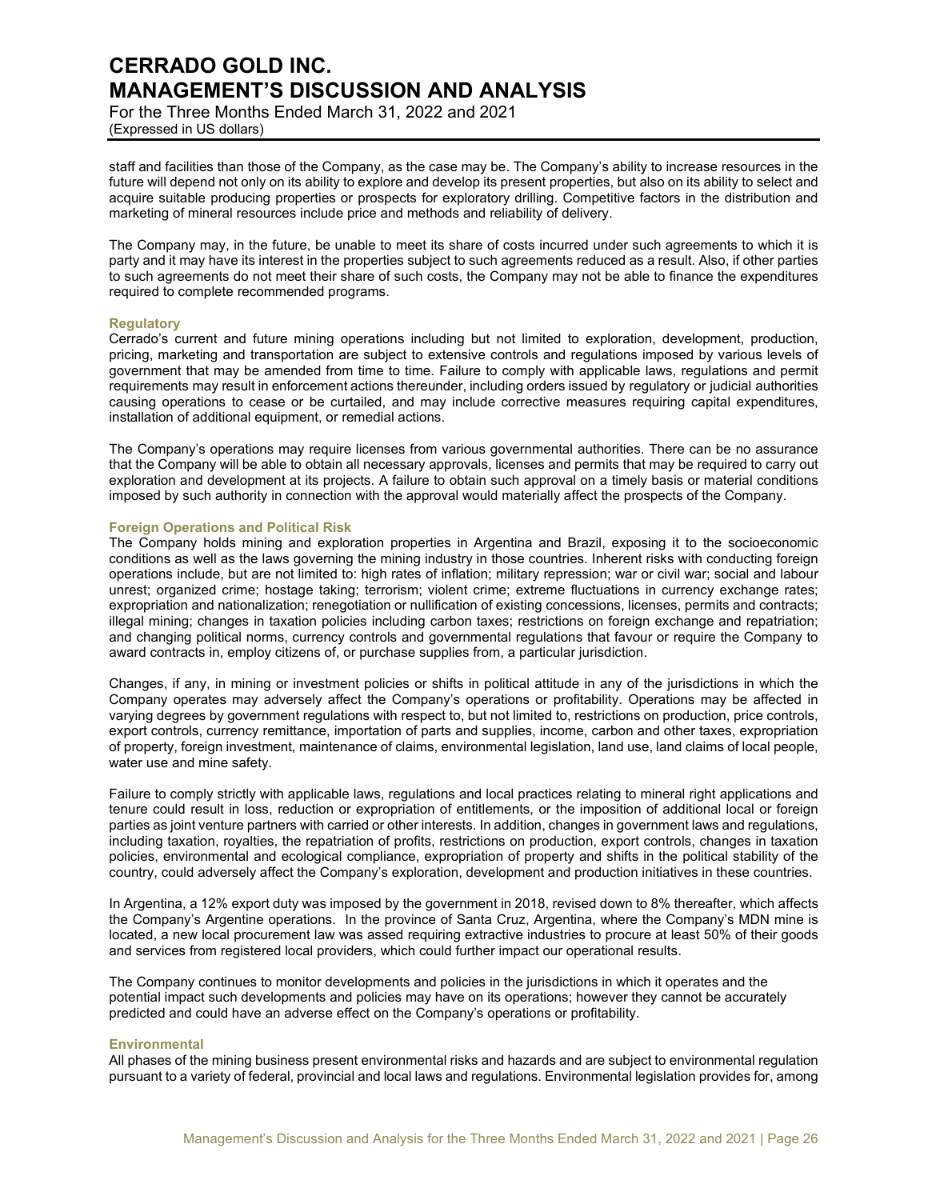staff and facilities than those of the Company, as the case may be. The Company's ability to increase resources in the future will depend not only on its ability to explore and develop its present properties, but also on its ability to select and acquire suitable producing properties or prospects for exploratory drilling. Competitive factors in the distribution and marketing of mineral resources include price and methods and reliability of delivery.

The Company may, in the future, be unable to meet its share of costs incurred under such agreements to which it is party and it may have its interest in the properties subject to such agreements reduced as a result. Also, if other parties to such agreements do not meet their share of such costs, the Company may not be able to finance the expenditures required to complete recommended programs.

#### Regulatory

Cerrado's current and future mining operations including but not limited to exploration, development, production, pricing, marketing and transportation are subject to extensive controls and regulations imposed by various levels of government that may be amended from time to time. Failure to comply with applicable laws, regulations and permit requirements may result in enforcement actions thereunder, including orders issued by regulatory or judicial authorities causing operations to cease or be curtailed, and may include corrective measures requiring capital expenditures, installation of additional equipment, or remedial actions.

The Company's operations may require licenses from various governmental authorities. There can be no assurance that the Company will be able to obtain all necessary approvals, licenses and permits that may be required to carry out exploration and development at its projects. A failure to obtain such approval on a timely basis or material conditions imposed by such authority in connection with the approval would materially affect the prospects of the Company.

#### Foreign Operations and Political Risk

The Company holds mining and exploration properties in Argentina and Brazil, exposing it to the socioeconomic conditions as well as the laws governing the mining industry in those countries. Inherent risks with conducting foreign operations include, but are not limited to: high rates of inflation; military repression; war or civil war; social and labour unrest; organized crime; hostage taking; terrorism; violent crime; extreme fluctuations in currency exchange rates; expropriation and nationalization; renegotiation or nullification of existing concessions, licenses, permits and contracts; illegal mining; changes in taxation policies including carbon taxes; restrictions on foreign exchange and repatriation; and changing political norms, currency controls and governmental regulations that favour or require the Company to award contracts in, employ citizens of, or purchase supplies from, a particular jurisdiction.

Changes, if any, in mining or investment policies or shifts in political attitude in any of the jurisdictions in which the Company operates may adversely affect the Company's operations or profitability. Operations may be affected in varying degrees by government regulations with respect to, but not limited to, restrictions on production, price controls, export controls, currency remittance, importation of parts and supplies, income, carbon and other taxes, expropriation of property, foreign investment, maintenance of claims, environmental legislation, land use, land claims of local people, water use and mine safety.

Failure to comply strictly with applicable laws, regulations and local practices relating to mineral right applications and tenure could result in loss, reduction or expropriation of entitlements, or the imposition of additional local or foreign parties as joint venture partners with carried or other interests. In addition, changes in government laws and regulations, including taxation, royalties, the repatriation of profits, restrictions on production, export controls, changes in taxation policies, environmental and ecological compliance, expropriation of property and shifts in the political stability of the country, could adversely affect the Company's exploration, development and production initiatives in these countries.

In Argentina, a 12% export duty was imposed by the government in 2018, revised down to 8% thereafter, which affects the Company's Argentine operations. In the province of Santa Cruz, Argentina, where the Company's MDN mine is located, a new local procurement law was assed requiring extractive industries to procure at least 50% of their goods and services from registered local providers, which could further impact our operational results.

The Company continues to monitor developments and policies in the jurisdictions in which it operates and the potential impact such developments and policies may have on its operations; however they cannot be accurately predicted and could have an adverse effect on the Company's operations or profitability.

#### Environmental

All phases of the mining business present environmental risks and hazards and are subject to environmental regulation pursuant to a variety of federal, provincial and local laws and regulations. Environmental legislation provides for, among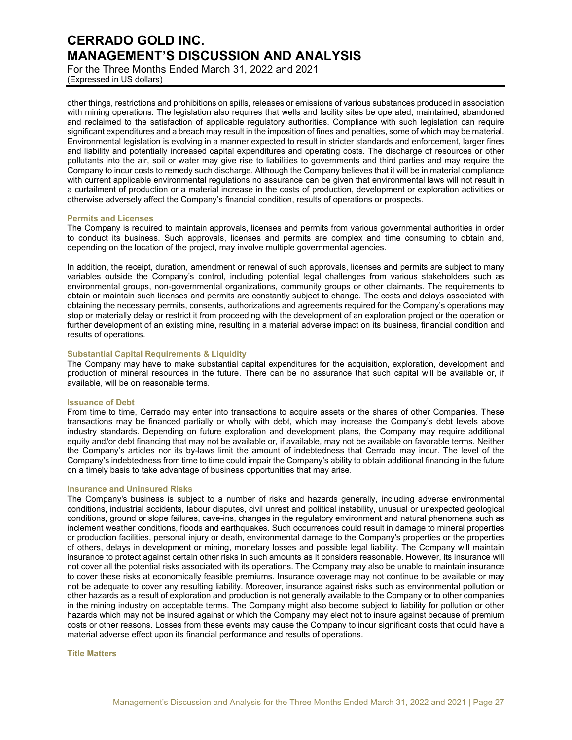other things, restrictions and prohibitions on spills, releases or emissions of various substances produced in association with mining operations. The legislation also requires that wells and facility sites be operated, maintained, abandoned and reclaimed to the satisfaction of applicable regulatory authorities. Compliance with such legislation can require significant expenditures and a breach may result in the imposition of fines and penalties, some of which may be material. Environmental legislation is evolving in a manner expected to result in stricter standards and enforcement, larger fines and liability and potentially increased capital expenditures and operating costs. The discharge of resources or other pollutants into the air, soil or water may give rise to liabilities to governments and third parties and may require the Company to incur costs to remedy such discharge. Although the Company believes that it will be in material compliance with current applicable environmental regulations no assurance can be given that environmental laws will not result in a curtailment of production or a material increase in the costs of production, development or exploration activities or otherwise adversely affect the Company's financial condition, results of operations or prospects.

### Permits and Licenses

The Company is required to maintain approvals, licenses and permits from various governmental authorities in order to conduct its business. Such approvals, licenses and permits are complex and time consuming to obtain and, depending on the location of the project, may involve multiple governmental agencies.

In addition, the receipt, duration, amendment or renewal of such approvals, licenses and permits are subject to many variables outside the Company's control, including potential legal challenges from various stakeholders such as environmental groups, non-governmental organizations, community groups or other claimants. The requirements to obtain or maintain such licenses and permits are constantly subject to change. The costs and delays associated with obtaining the necessary permits, consents, authorizations and agreements required for the Company's operations may stop or materially delay or restrict it from proceeding with the development of an exploration project or the operation or further development of an existing mine, resulting in a material adverse impact on its business, financial condition and results of operations.

### Substantial Capital Requirements & Liquidity

The Company may have to make substantial capital expenditures for the acquisition, exploration, development and production of mineral resources in the future. There can be no assurance that such capital will be available or, if available, will be on reasonable terms.

### Issuance of Debt

From time to time, Cerrado may enter into transactions to acquire assets or the shares of other Companies. These transactions may be financed partially or wholly with debt, which may increase the Company's debt levels above industry standards. Depending on future exploration and development plans, the Company may require additional equity and/or debt financing that may not be available or, if available, may not be available on favorable terms. Neither the Company's articles nor its by-laws limit the amount of indebtedness that Cerrado may incur. The level of the Company's indebtedness from time to time could impair the Company's ability to obtain additional financing in the future on a timely basis to take advantage of business opportunities that may arise.

### Insurance and Uninsured Risks

The Company's business is subject to a number of risks and hazards generally, including adverse environmental conditions, industrial accidents, labour disputes, civil unrest and political instability, unusual or unexpected geological conditions, ground or slope failures, cave-ins, changes in the regulatory environment and natural phenomena such as inclement weather conditions, floods and earthquakes. Such occurrences could result in damage to mineral properties or production facilities, personal injury or death, environmental damage to the Company's properties or the properties of others, delays in development or mining, monetary losses and possible legal liability. The Company will maintain insurance to protect against certain other risks in such amounts as it considers reasonable. However, its insurance will not cover all the potential risks associated with its operations. The Company may also be unable to maintain insurance to cover these risks at economically feasible premiums. Insurance coverage may not continue to be available or may not be adequate to cover any resulting liability. Moreover, insurance against risks such as environmental pollution or other hazards as a result of exploration and production is not generally available to the Company or to other companies in the mining industry on acceptable terms. The Company might also become subject to liability for pollution or other hazards which may not be insured against or which the Company may elect not to insure against because of premium costs or other reasons. Losses from these events may cause the Company to incur significant costs that could have a material adverse effect upon its financial performance and results of operations.

### Title Matters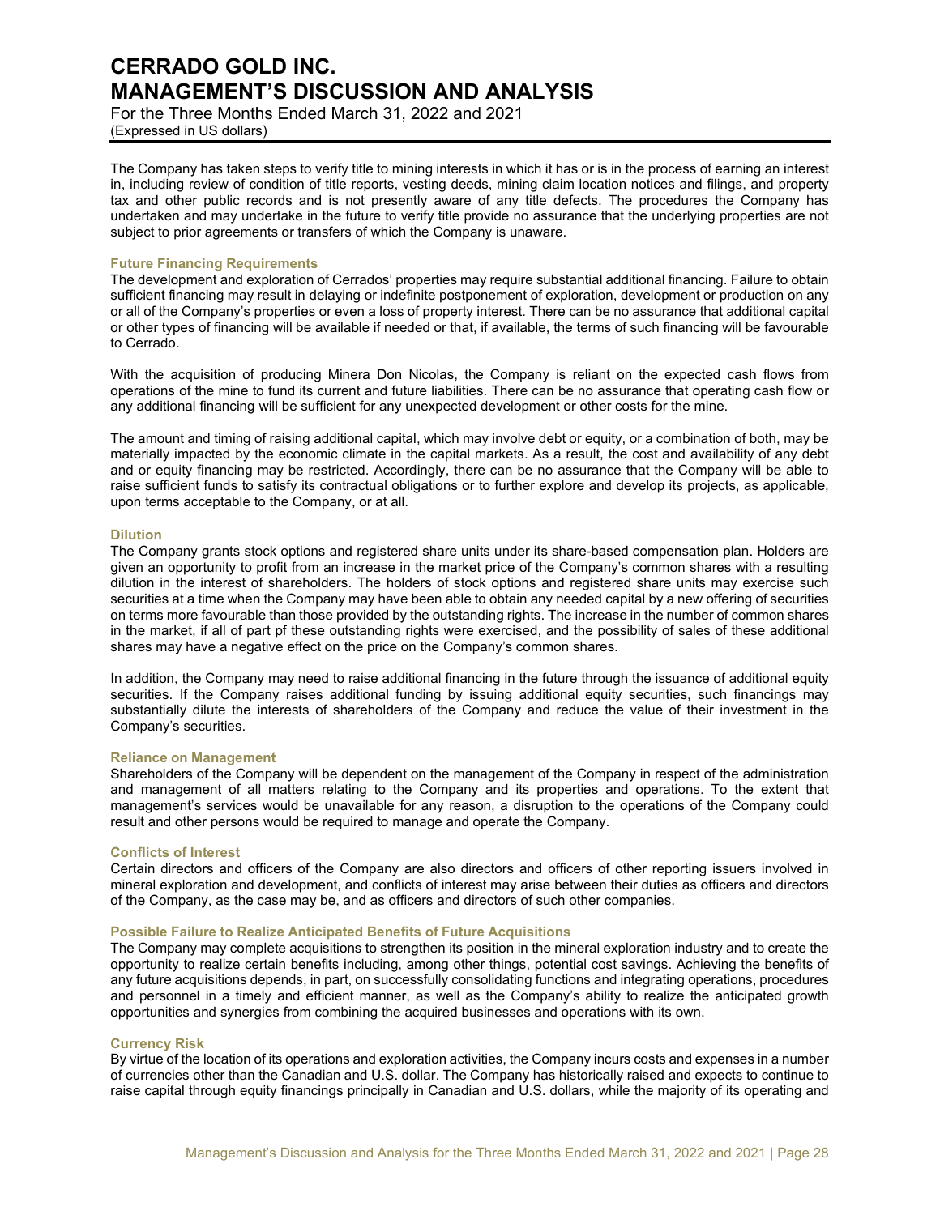The Company has taken steps to verify title to mining interests in which it has or is in the process of earning an interest in, including review of condition of title reports, vesting deeds, mining claim location notices and filings, and property tax and other public records and is not presently aware of any title defects. The procedures the Company has undertaken and may undertake in the future to verify title provide no assurance that the underlying properties are not subject to prior agreements or transfers of which the Company is unaware.

### Future Financing Requirements

The development and exploration of Cerrados' properties may require substantial additional financing. Failure to obtain sufficient financing may result in delaying or indefinite postponement of exploration, development or production on any or all of the Company's properties or even a loss of property interest. There can be no assurance that additional capital or other types of financing will be available if needed or that, if available, the terms of such financing will be favourable to Cerrado.

With the acquisition of producing Minera Don Nicolas, the Company is reliant on the expected cash flows from operations of the mine to fund its current and future liabilities. There can be no assurance that operating cash flow or any additional financing will be sufficient for any unexpected development or other costs for the mine.

The amount and timing of raising additional capital, which may involve debt or equity, or a combination of both, may be materially impacted by the economic climate in the capital markets. As a result, the cost and availability of any debt and or equity financing may be restricted. Accordingly, there can be no assurance that the Company will be able to raise sufficient funds to satisfy its contractual obligations or to further explore and develop its projects, as applicable, upon terms acceptable to the Company, or at all.

### Dilution

The Company grants stock options and registered share units under its share-based compensation plan. Holders are given an opportunity to profit from an increase in the market price of the Company's common shares with a resulting dilution in the interest of shareholders. The holders of stock options and registered share units may exercise such securities at a time when the Company may have been able to obtain any needed capital by a new offering of securities on terms more favourable than those provided by the outstanding rights. The increase in the number of common shares in the market, if all of part pf these outstanding rights were exercised, and the possibility of sales of these additional shares may have a negative effect on the price on the Company's common shares.

In addition, the Company may need to raise additional financing in the future through the issuance of additional equity securities. If the Company raises additional funding by issuing additional equity securities, such financings may substantially dilute the interests of shareholders of the Company and reduce the value of their investment in the Company's securities.

### Reliance on Management

Shareholders of the Company will be dependent on the management of the Company in respect of the administration and management of all matters relating to the Company and its properties and operations. To the extent that management's services would be unavailable for any reason, a disruption to the operations of the Company could result and other persons would be required to manage and operate the Company.

### Conflicts of Interest

Certain directors and officers of the Company are also directors and officers of other reporting issuers involved in mineral exploration and development, and conflicts of interest may arise between their duties as officers and directors of the Company, as the case may be, and as officers and directors of such other companies.

### Possible Failure to Realize Anticipated Benefits of Future Acquisitions

The Company may complete acquisitions to strengthen its position in the mineral exploration industry and to create the opportunity to realize certain benefits including, among other things, potential cost savings. Achieving the benefits of any future acquisitions depends, in part, on successfully consolidating functions and integrating operations, procedures and personnel in a timely and efficient manner, as well as the Company's ability to realize the anticipated growth opportunities and synergies from combining the acquired businesses and operations with its own.

### Currency Risk

By virtue of the location of its operations and exploration activities, the Company incurs costs and expenses in a number of currencies other than the Canadian and U.S. dollar. The Company has historically raised and expects to continue to raise capital through equity financings principally in Canadian and U.S. dollars, while the majority of its operating and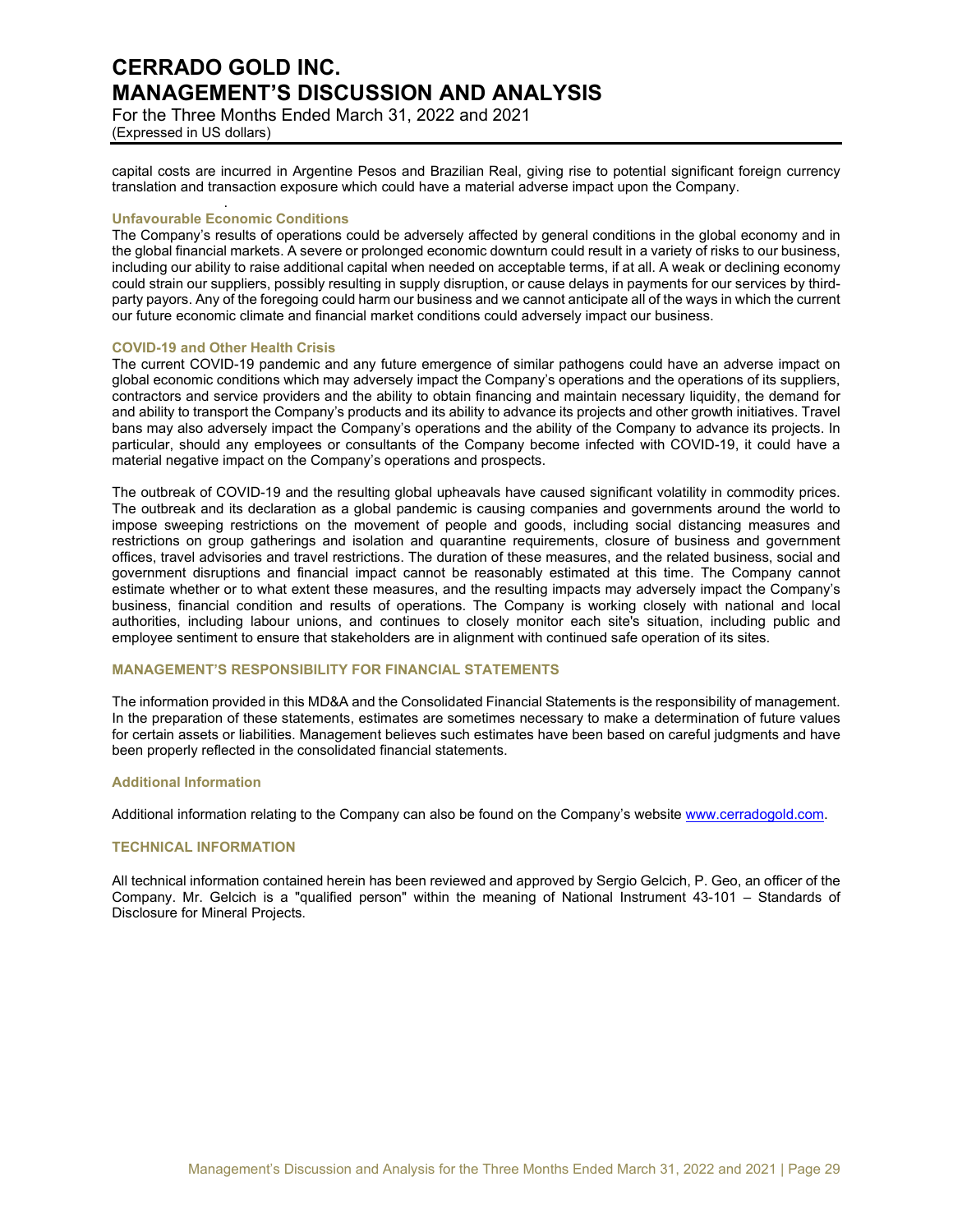capital costs are incurred in Argentine Pesos and Brazilian Real, giving rise to potential significant foreign currency translation and transaction exposure which could have a material adverse impact upon the Company.

### Unfavourable Economic Conditions

The Company's results of operations could be adversely affected by general conditions in the global economy and in the global financial markets. A severe or prolonged economic downturn could result in a variety of risks to our business, including our ability to raise additional capital when needed on acceptable terms, if at all. A weak or declining economy could strain our suppliers, possibly resulting in supply disruption, or cause delays in payments for our services by third-party payors. Any of the foregoing could harm our business and we cannot anticipate all of the ways in which the current our future economic climate and financial market conditions could adversely impact our business.

### COVID-19 and Other Health Crisis

The current COVID-19 pandemic and any future emergence of similar pathogens could have an adverse impact on global economic conditions which may adversely impact the Company's operations and the operations of its suppliers, contractors and service providers and the ability to obtain financing and maintain necessary liquidity, the demand for and ability to transport the Company's products and its ability to advance its projects and other growth initiatives. Travel bans may also adversely impact the Company's operations and the ability of the Company to advance its projects. In particular, should any employees or consultants of the Company become infected with COVID-19, it could have a material negative impact on the Company's operations and prospects.

The outbreak of COVID-19 and the resulting global upheavals have caused significant volatility in commodity prices. The outbreak and its declaration as a global pandemic is causing companies and governments around the world to impose sweeping restrictions on the movement of people and goods, including social distancing measures and restrictions on group gatherings and isolation and quarantine requirements, closure of business and government offices, travel advisories and travel restrictions. The duration of these measures, and the related business, social and government disruptions and financial impact cannot be reasonably estimated at this time. The Company cannot estimate whether or to what extent these measures, and the resulting impacts may adversely impact the Company's business, financial condition and results of operations. The Company is working closely with national and local authorities, including labour unions, and continues to closely monitor each site's situation, including public and employee sentiment to ensure that stakeholders are in alignment with continued safe operation of its sites.

## MANAGEMENT'S RESPONSIBILITY FOR FINANCIAL STATEMENTS

The information provided in this MD&A and the Consolidated Financial Statements is the responsibility of management. In the preparation of these statements, estimates are sometimes necessary to make a determination of future values for certain assets or liabilities. Management believes such estimates have been based on careful judgments and have been properly reflected in the consolidated financial statements.

### Additional Information

Additional information relating to the Company can also be found on the Company's website www.cerradogold.com.

## TECHNICAL INFORMATION

All technical information contained herein has been reviewed and approved by Sergio Gelcich, P. Geo, an officer of the Company. Mr. Gelcich is a "qualified person" within the meaning of National Instrument 43-101 – Standards of Disclosure for Mineral Projects.